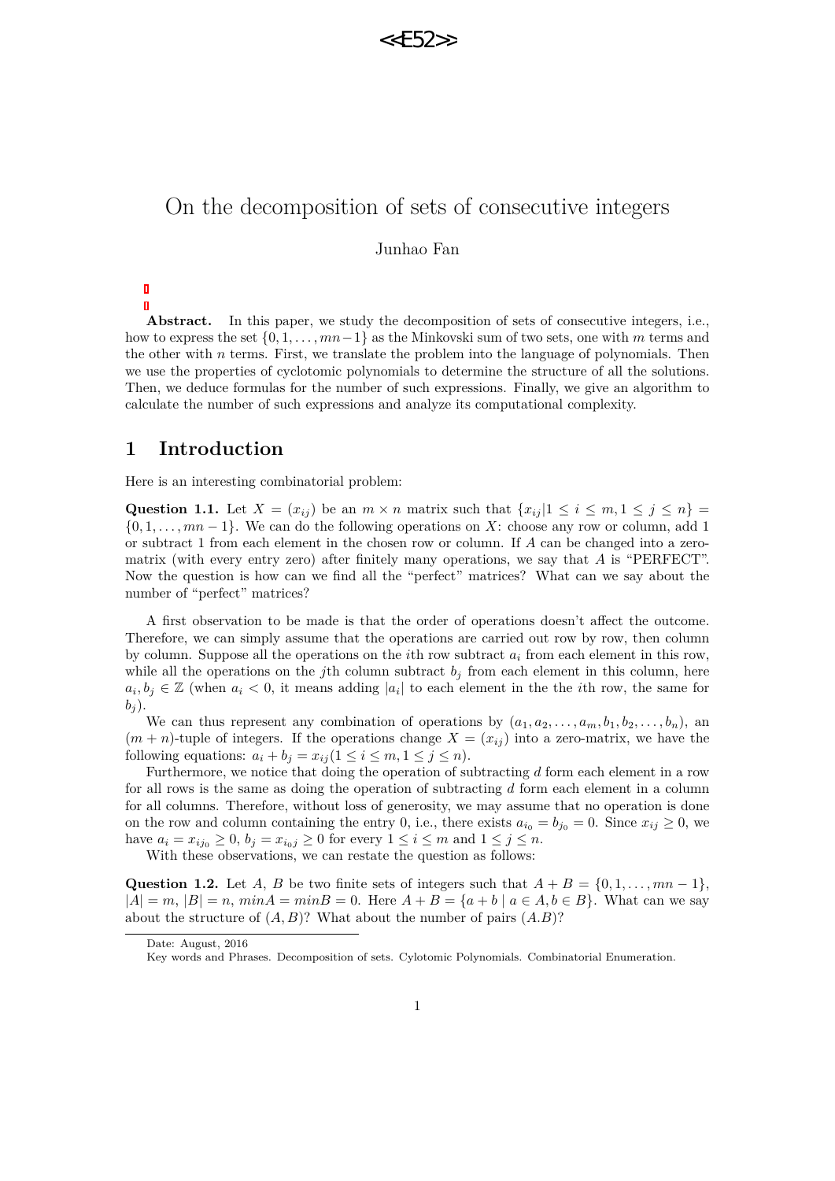# On the decomposition of sets of consecutive integers

Junhao Fan

**Abstract.** In this paper, we study the decomposition of sets of consecutive integers, i.e., how to express the set $\{0, 1, \dots, mn-1\}$ as the Minkovski sum of two sets, one with $m$ terms and the other with $n$ terms. First, we translate the problem into the language of polynomials. Then we use the properties of cyclotomic polynomials to determine the structure of all the solutions. Then, we deduce formulas for the number of such expressions. Finally, we give an algorithm to calculate the number of such expressions and analyze its computational complexity.

## 1 Introduction

Here is an interesting combinatorial problem:

**Question 1.1.** Let $X = (x_{ij})$ be an $m \times n$ matrix such that $\{x_{ij} | 1 \le i \le m, 1 \le j \le n\} = \{0, 1, \dots, mn-1\}$. We can do the following operations on $X$: choose any row or column, add 1 or subtract 1 from each element in the chosen row or column. If $A$ can be changed into a zero-matrix (with every entry zero) after finitely many operations, we say that $A$ is "PERFECT". Now the question is how can we find all the "perfect" matrices? What can we say about the number of "perfect" matrices?

A first observation to be made is that the order of operations doesn't affect the outcome. Therefore, we can simply assume that the operations are carried out row by row, then column by column. Suppose all the operations on the $i$th row subtract $a_i$ from each element in this row, while all the operations on the $j$th column subtract $b_j$ from each element in this column, here $a_i, b_j \in \mathbb{Z}$ (when $a_i < 0$, it means adding $|a_i|$ to each element in the the $i$th row, the same for $b_j$).

We can thus represent any combination of operations by $(a_1, a_2, \dots, a_m, b_1, b_2, \dots, b_n)$, an $(m+n)$-tuple of integers. If the operations change $X = (x_{ij})$ into a zero-matrix, we have the following equations: $a_i + b_j = x_{ij} (1 \le i \le m, 1 \le j \le n)$.

Furthermore, we notice that doing the operation of subtracting $d$ form each element in a row for all rows is the same as doing the operation of subtracting $d$ form each element in a column for all columns. Therefore, without loss of generosity, we may assume that no operation is done on the row and column containing the entry 0, i.e., there exists $a_{i_0} = b_{j_0} = 0$. Since $x_{ij} \ge 0$, we have $a_i = x_{ij_0} \ge 0$, $b_j = x_{i_0 j} \ge 0$ for every $1 \le i \le m$ and $1 \le j \le n$.

With these observations, we can restate the question as follows:

**Question 1.2.** Let $A$, $B$ be two finite sets of integers such that $A + B = \{0, 1, \dots, mn-1\}$, $|A| = m$, $|B| = n$, $minA = minB = 0$. Here $A + B = \{a + b \mid a \in A, b \in B\}$. What can we say about the structure of $(A, B)$? What about the number of pairs $(A.B)$?

---

Date: August, 2016

Key words and Phrases. Decomposition of sets. Cyclotomic Polynomials. Combinatorial Enumeration.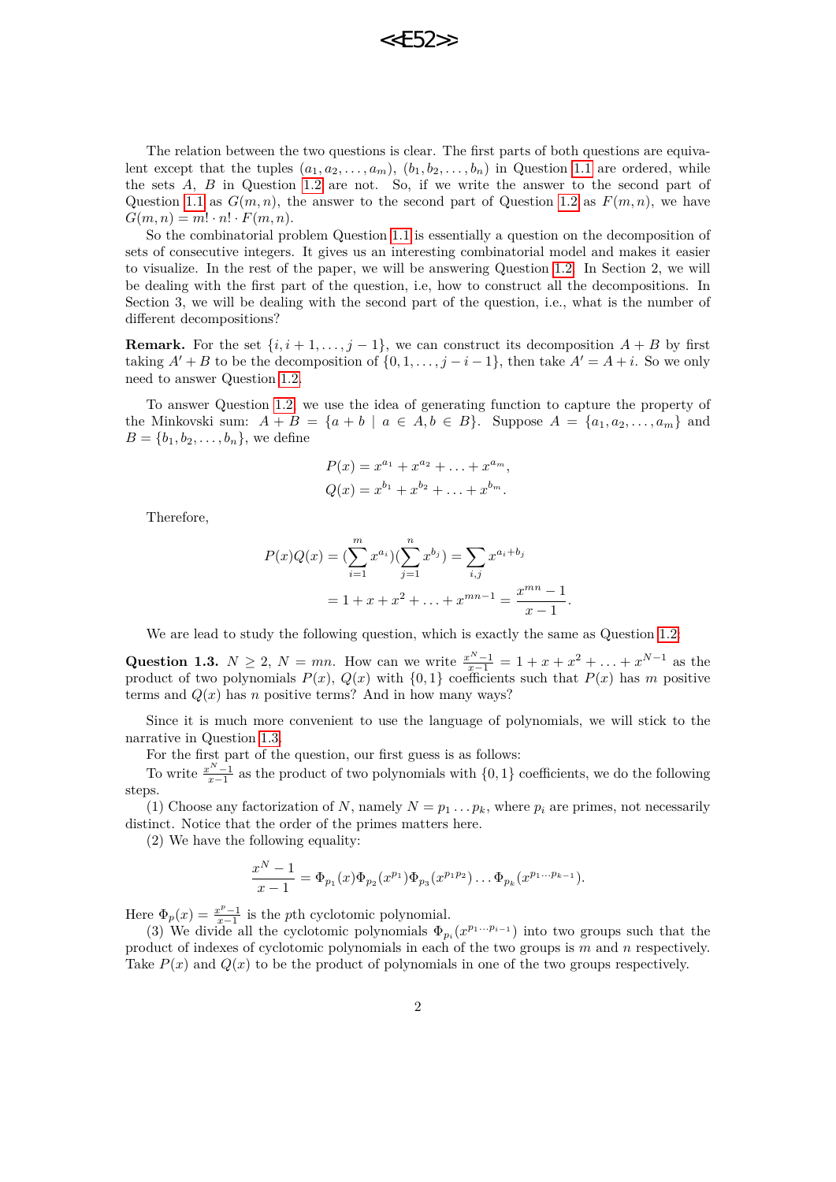The relation between the two questions is clear. The first parts of both questions are equivalent except that the tuples $(a_1, a_2, \ldots, a_m)$, $(b_1, b_2, \ldots, b_n)$ in Question 1.1 are ordered, while the sets $A$, $B$ in Question 1.2 are not. So, if we write the answer to the second part of Question 1.1 as $G(m, n)$, the answer to the second part of Question 1.2 as $F(m, n)$, we have $G(m, n) = m! \cdot n! \cdot F(m, n)$.

So the combinatorial problem Question 1.1 is essentially a question on the decomposition of sets of consecutive integers. It gives us an interesting combinatorial model and makes it easier to visualize. In the rest of the paper, we will be answering Question 1.2. In Section 2, we will be dealing with the first part of the question, i.e, how to construct all the decompositions. In Section 3, we will be dealing with the second part of the question, i.e., what is the number of different decompositions?

**Remark.** For the set $\{i, i+1, \ldots, j-1\}$, we can construct its decomposition $A + B$ by first taking $A' + B$ to be the decomposition of $\{0, 1, \ldots, j-i-1\}$, then take $A' = A + i$. So we only need to answer Question 1.2.

To answer Question 1.2, we use the idea of generating function to capture the property of the Minkovski sum: $A + B = \{a + b \mid a \in A, b \in B\}$. Suppose $A = \{a_1, a_2, \ldots, a_m\}$ and $B = \{b_1, b_2, \ldots, b_n\}$, we define

$$
\begin{aligned}
P(x) &= x^{a_1} + x^{a_2} + \ldots + x^{a_m}, \\
Q(x) &= x^{b_1} + x^{b_2} + \ldots + x^{b_m}.
\end{aligned}
$$

Therefore,

$$
\begin{aligned}
P(x)Q(x) &= (\sum_{i=1}^{m} x^{a_i})(\sum_{j=1}^{n} x^{b_j}) = \sum_{i,j} x^{a_i + b_j} \\
&= 1 + x + x^2 + \ldots + x^{mn-1} = \frac{x^{mn} - 1}{x - 1}.
\end{aligned}
$$

We are lead to study the following question, which is exactly the same as Question 1.2:

**Question 1.3.** $N \geq 2$, $N = mn$. How can we write $\frac{x^N - 1}{x - 1} = 1 + x + x^2 + \ldots + x^{N-1}$ as the product of two polynomials $P(x)$, $Q(x)$ with $\{0, 1\}$ coefficients such that $P(x)$ has $m$ positive terms and $Q(x)$ has $n$ positive terms? And in how many ways?

Since it is much more convenient to use the language of polynomials, we will stick to the narrative in Question 1.3.

For the first part of the question, our first guess is as follows:

To write $\frac{x^N - 1}{x - 1}$ as the product of two polynomials with $\{0, 1\}$ coefficients, we do the following steps.

(1) Choose any factorization of $N$, namely $N = p_1 \ldots p_k$, where $p_i$ are primes, not necessarily distinct. Notice that the order of the primes matters here.

(2) We have the following equality:

$$
\frac{x^N - 1}{x - 1} = \Phi_{p_1}(x)\Phi_{p_2}(x^{p_1})\Phi_{p_3}(x^{p_1 p_2}) \ldots \Phi_{p_k}(x^{p_1 \cdots p_{k-1}}).
$$

Here $\Phi_p(x) = \frac{x^p - 1}{x - 1}$ is the $p$th cyclotomic polynomial.

(3) We divide all the cyclotomic polynomials $\Phi_{p_i}(x^{p_1 \cdots p_{i-1}})$ into two groups such that the product of indexes of cyclotomic polynomials in each of the two groups is $m$ and $n$ respectively. Take $P(x)$ and $Q(x)$ to be the product of polynomials in one of the two groups respectively.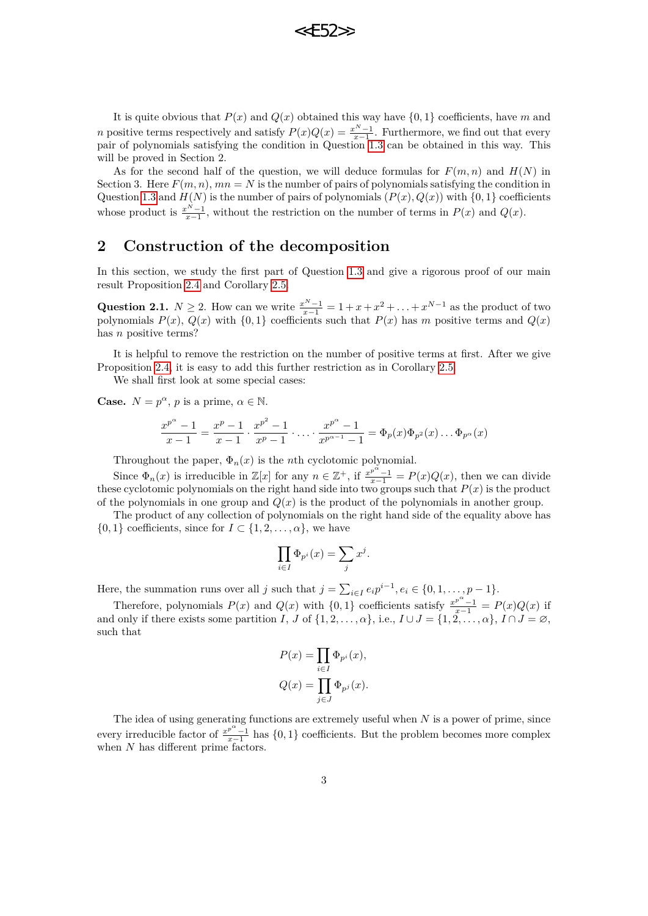It is quite obvious that $P(x)$ and $Q(x)$ obtained this way have $\{0,1\}$ coefficients, have $m$ and $n$ positive terms respectively and satisfy $P(x)Q(x) = \frac{x^N-1}{x-1}$. Furthermore, we find out that every pair of polynomials satisfying the condition in Question 1.3 can be obtained in this way. This will be proved in Section 2.

As for the second half of the question, we will deduce formulas for $F(m,n)$ and $H(N)$ in Section 3. Here $F(m,n)$, $mn = N$ is the number of pairs of polynomials satisfying the condition in Question 1.3 and $H(N)$ is the number of pairs of polynomials $(P(x), Q(x))$ with $\{0,1\}$ coefficients whose product is $\frac{x^N-1}{x-1}$, without the restriction on the number of terms in $P(x)$ and $Q(x)$.

## 2 Construction of the decomposition

In this section, we study the first part of Question 1.3 and give a rigorous proof of our main result Proposition 2.4 and Corollary 2.5.

**Question 2.1.** $N \geq 2$. How can we write $\frac{x^N-1}{x-1} = 1 + x + x^2 + \ldots + x^{N-1}$ as the product of two polynomials $P(x)$, $Q(x)$ with $\{0,1\}$ coefficients such that $P(x)$ has $m$ positive terms and $Q(x)$ has $n$ positive terms?

It is helpful to remove the restriction on the number of positive terms at first. After we give Proposition 2.4, it is easy to add this further restriction as in Corollary 2.5.

We shall first look at some special cases:

**Case.** $N = p^\alpha$, $p$ is a prime, $\alpha \in \mathbb{N}$.

$$\frac{x^{p^\alpha}-1}{x-1} = \frac{x^p-1}{x-1} \cdot \frac{x^{p^2}-1}{x^p-1} \cdot \ldots \cdot \frac{x^{p^\alpha}-1}{x^{p^{\alpha-1}}-1} = \Phi_p(x)\Phi_{p^2}(x)\ldots\Phi_{p^\alpha}(x)$$

Throughout the paper, $\Phi_n(x)$ is the $n$th cyclotomic polynomial.

Since $\Phi_n(x)$ is irreducible in $\mathbb{Z}[x]$ for any $n \in \mathbb{Z}^+$, if $\frac{x^{p^\alpha}-1}{x-1} = P(x)Q(x)$, then we can divide these cyclotomic polynomials on the right hand side into two groups such that $P(x)$ is the product of the polynomials in one group and $Q(x)$ is the product of the polynomials in another group.

The product of any collection of polynomials on the right hand side of the equality above has $\{0,1\}$ coefficients, since for $I \subset \{1, 2, \ldots, \alpha\}$, we have

$$\prod_{i \in I} \Phi_{p^i}(x) = \sum_j x^j.$$

Here, the summation runs over all $j$ such that $j = \sum_{i \in I} e_i p^{i-1}, e_i \in \{0, 1, \ldots, p-1\}$.

Therefore, polynomials $P(x)$ and $Q(x)$ with $\{0,1\}$ coefficients satisfy $\frac{x^{p^\alpha}-1}{x-1} = P(x)Q(x)$ if and only if there exists some partition $I$, $J$ of $\{1, 2, \ldots, \alpha\}$, i.e., $I \cup J = \{1, 2, \ldots, \alpha\}$, $I \cap J = \varnothing$, such that

$$P(x) = \prod_{i \in I} \Phi_{p^i}(x),$$
$$Q(x) = \prod_{j \in J} \Phi_{p^j}(x).$$

The idea of using generating functions are extremely useful when $N$ is a power of prime, since every irreducible factor of $\frac{x^{p^\alpha}-1}{x-1}$ has $\{0,1\}$ coefficients. But the problem becomes more complex when $N$ has different prime factors.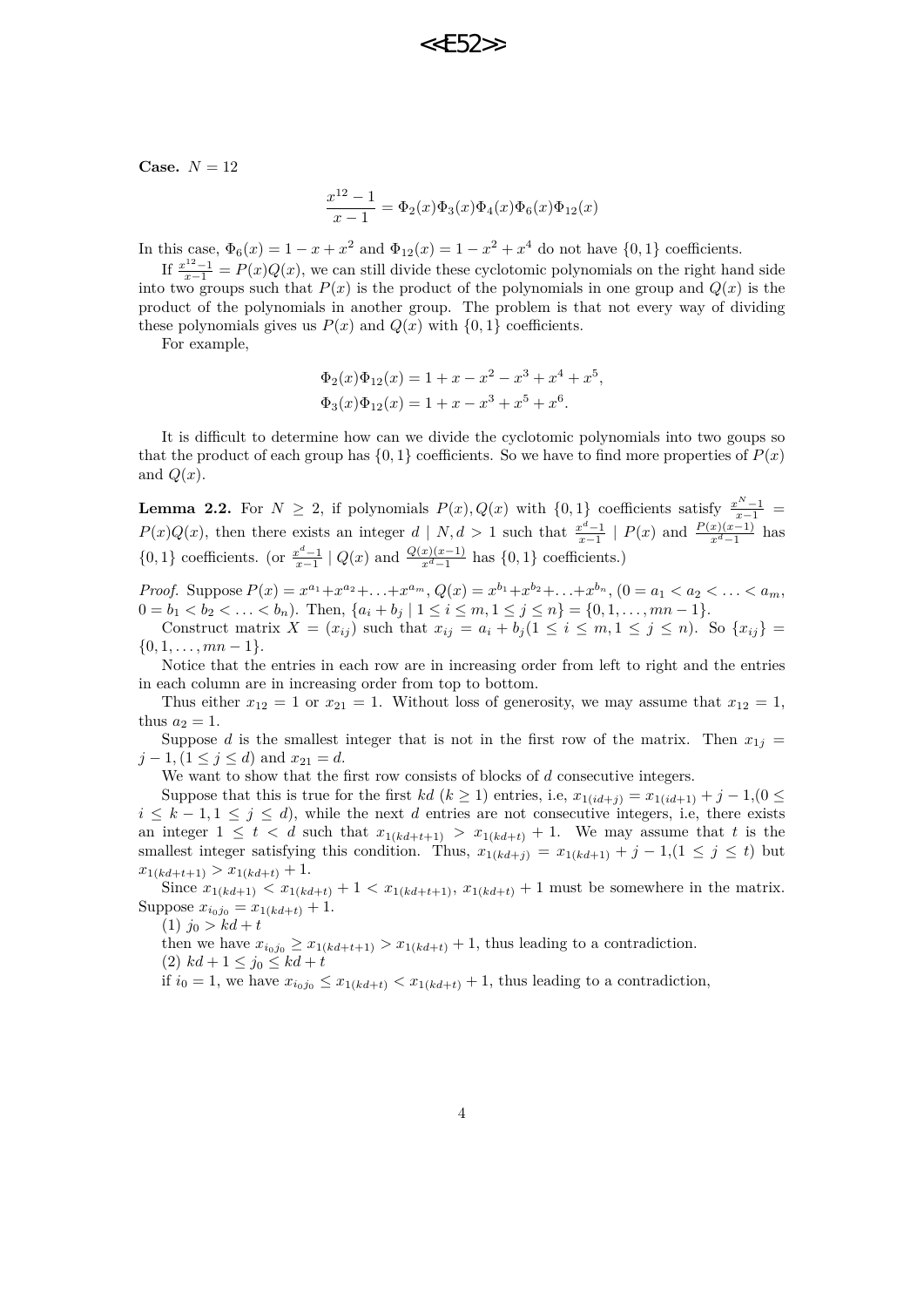**Case.** $N = 12$

$$\frac{x^{12}-1}{x-1} = \Phi_2(x)\Phi_3(x)\Phi_4(x)\Phi_6(x)\Phi_{12}(x)$$

In this case, $\Phi_6(x) = 1 - x + x^2$ and $\Phi_{12}(x) = 1 - x^2 + x^4$ do not have $\{0, 1\}$ coefficients.

If $\frac{x^{12}-1}{x-1} = P(x)Q(x)$, we can still divide these cyclotomic polynomials on the right hand side into two groups such that $P(x)$ is the product of the polynomials in one group and $Q(x)$ is the product of the polynomials in another group. The problem is that not every way of dividing these polynomials gives us $P(x)$ and $Q(x)$ with $\{0, 1\}$ coefficients.

For example,

$$\Phi_2(x)\Phi_{12}(x) = 1 + x - x^2 - x^3 + x^4 + x^5,$$
$$\Phi_3(x)\Phi_{12}(x) = 1 + x - x^3 + x^5 + x^6.$$

It is difficult to determine how can we divide the cyclotomic polynomials into two goups so that the product of each group has $\{0, 1\}$ coefficients. So we have to find more properties of $P(x)$ and $Q(x)$.

**Lemma 2.2.** For $N \geq 2$, if polynomials $P(x), Q(x)$ with $\{0, 1\}$ coefficients satisfy $\frac{x^N-1}{x-1} = P(x)Q(x)$, then there exists an integer $d \mid N, d > 1$ such that $\frac{x^d-1}{x-1} \mid P(x)$ and $\frac{P(x)(x-1)}{x^d-1}$ has $\{0, 1\}$ coefficients. (or $\frac{x^d-1}{x-1} \mid Q(x)$ and $\frac{Q(x)(x-1)}{x^d-1}$ has $\{0, 1\}$ coefficients.)

*Proof.* Suppose $P(x) = x^{a_1} + x^{a_2} + \ldots + x^{a_m}$, $Q(x) = x^{b_1} + x^{b_2} + \ldots + x^{b_n}$, $(0 = a_1 < a_2 < \ldots < a_m$, $0 = b_1 < b_2 < \ldots < b_n)$. Then, $\{a_i + b_j \mid 1 \leq i \leq m, 1 \leq j \leq n\} = \{0, 1, \ldots, mn - 1\}$.

Construct matrix $X = (x_{ij})$ such that $x_{ij} = a_i + b_j (1 \leq i \leq m, 1 \leq j \leq n)$. So $\{x_{ij}\} = \{0, 1, \ldots, mn - 1\}$.

Notice that the entries in each row are in increasing order from left to right and the entries in each column are in increasing order from top to bottom.

Thus either $x_{12} = 1$ or $x_{21} = 1$. Without loss of generosity, we may assume that $x_{12} = 1$, thus $a_2 = 1$.

Suppose $d$ is the smallest integer that is not in the first row of the matrix. Then $x_{1j} = j - 1, (1 \leq j \leq d)$ and $x_{21} = d$.

We want to show that the first row consists of blocks of $d$ consecutive integers.

Suppose that this is true for the first $kd$ $(k \geq 1)$ entries, i.e, $x_{1(id+j)} = x_{1(id+1)} + j - 1, (0 \leq i \leq k - 1, 1 \leq j \leq d)$, while the next $d$ entries are not consecutive integers, i.e, there exists an integer $1 \leq t < d$ such that $x_{1(kd+t+1)} > x_{1(kd+t)} + 1$. We may assume that $t$ is the smallest integer satisfying this condition. Thus, $x_{1(kd+j)} = x_{1(kd+1)} + j - 1, (1 \leq j \leq t)$ but $x_{1(kd+t+1)} > x_{1(kd+t)} + 1$.

Since $x_{1(kd+1)} < x_{1(kd+t)} + 1 < x_{1(kd+t+1)}$, $x_{1(kd+t)} + 1$ must be somewhere in the matrix. Suppose $x_{i_0 j_0} = x_{1(kd+t)} + 1$.

(1) $j_0 > kd + t$

then we have $x_{i_0 j_0} \geq x_{1(kd+t+1)} > x_{1(kd+t)} + 1$, thus leading to a contradiction.

(2) $kd + 1 \leq j_0 \leq kd + t$

if $i_0 = 1$, we have $x_{i_0 j_0} \leq x_{1(kd+t)} < x_{1(kd+t)} + 1$, thus leading to a contradiction,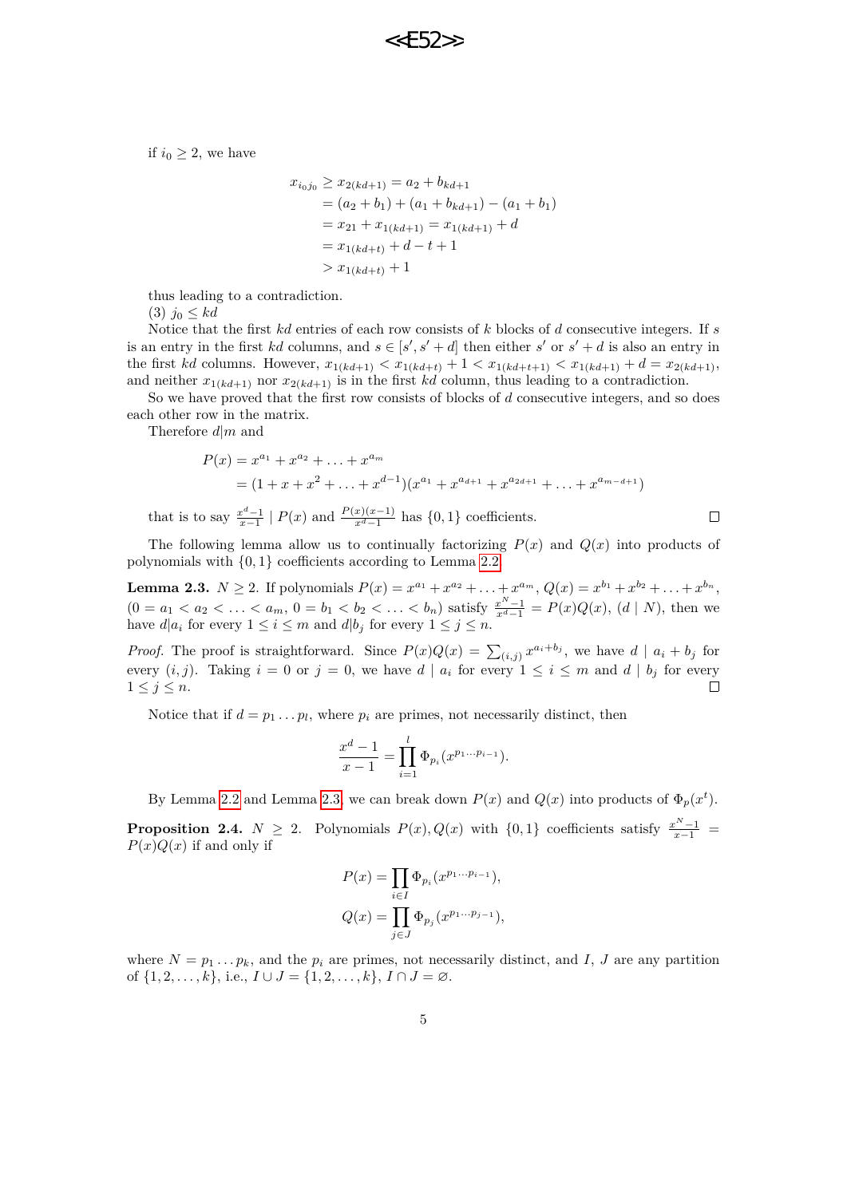if $i_0 \geq 2$, we have

$$\begin{aligned}
x_{i_0 j_0} &\geq x_{2(kd+1)} = a_2 + b_{kd+1} \\
&= (a_2 + b_1) + (a_1 + b_{kd+1}) - (a_1 + b_1) \\
&= x_{21} + x_{1(kd+1)} = x_{1(kd+1)} + d \\
&= x_{1(kd+t)} + d - t + 1 \\
&> x_{1(kd+t)} + 1
\end{aligned}$$

thus leading to a contradiction.

(3) $j_0 \leq kd$

Notice that the first $kd$ entries of each row consists of $k$ blocks of $d$ consecutive integers. If $s$ is an entry in the first $kd$ columns, and $s \in [s', s'+d]$ then either $s'$ or $s'+d$ is also an entry in the first $kd$ columns. However, $x_{1(kd+1)} < x_{1(kd+t)} + 1 < x_{1(kd+t+1)} < x_{1(kd+1)} + d = x_{2(kd+1)}$, and neither $x_{1(kd+1)}$ nor $x_{2(kd+1)}$ is in the first $kd$ column, thus leading to a contradiction.

So we have proved that the first row consists of blocks of $d$ consecutive integers, and so does each other row in the matrix.

Therefore $d|m$ and

$$\begin{aligned}
P(x) &= x^{a_1} + x^{a_2} + \ldots + x^{a_m} \\
&= (1 + x + x^2 + \ldots + x^{d-1})(x^{a_1} + x^{a_{d+1}} + x^{a_{2d+1}} + \ldots + x^{a_{m-d+1}})
\end{aligned}$$

that is to say $\frac{x^d-1}{x-1} \mid P(x)$ and $\frac{P(x)(x-1)}{x^d-1}$ has $\{0,1\}$ coefficients. $\square$

The following lemma allow us to continually factorizing $P(x)$ and $Q(x)$ into products of polynomials with $\{0,1\}$ coefficients according to Lemma 2.2.

**Lemma 2.3.** $N \geq 2$. If polynomials $P(x) = x^{a_1} + x^{a_2} + \ldots + x^{a_m}$, $Q(x) = x^{b_1} + x^{b_2} + \ldots + x^{b_n}$, ($0 = a_1 < a_2 < \ldots < a_m$, $0 = b_1 < b_2 < \ldots < b_n$) satisfy $\frac{x^N-1}{x^d-1} = P(x)Q(x)$, ($d \mid N$), then we have $d|a_i$ for every $1 \leq i \leq m$ and $d|b_j$ for every $1 \leq j \leq n$.

*Proof.* The proof is straightforward. Since $P(x)Q(x) = \sum_{(i,j)} x^{a_i+b_j}$, we have $d \mid a_i + b_j$ for every $(i,j)$. Taking $i = 0$ or $j = 0$, we have $d \mid a_i$ for every $1 \leq i \leq m$ and $d \mid b_j$ for every $1 \leq j \leq n$. $\square$

Notice that if $d = p_1 \ldots p_l$, where $p_i$ are primes, not necessarily distinct, then

$$\frac{x^d - 1}{x - 1} = \prod_{i=1}^{l} \Phi_{p_i}(x^{p_1 \cdots p_{i-1}}).$$

By Lemma 2.2 and Lemma 2.3, we can break down $P(x)$ and $Q(x)$ into products of $\Phi_p(x^t)$.

**Proposition 2.4.** $N \geq 2$. Polynomials $P(x), Q(x)$ with $\{0,1\}$ coefficients satisfy $\frac{x^N-1}{x-1} = P(x)Q(x)$ if and only if

$$\begin{aligned}
P(x) &= \prod_{i \in I} \Phi_{p_i}(x^{p_1 \cdots p_{i-1}}), \\
Q(x) &= \prod_{j \in J} \Phi_{p_j}(x^{p_1 \cdots p_{j-1}}),
\end{aligned}$$

where $N = p_1 \ldots p_k$, and the $p_i$ are primes, not necessarily distinct, and $I$, $J$ are any partition of $\{1, 2, \ldots, k\}$, i.e., $I \cup J = \{1, 2, \ldots, k\}$, $I \cap J = \varnothing$.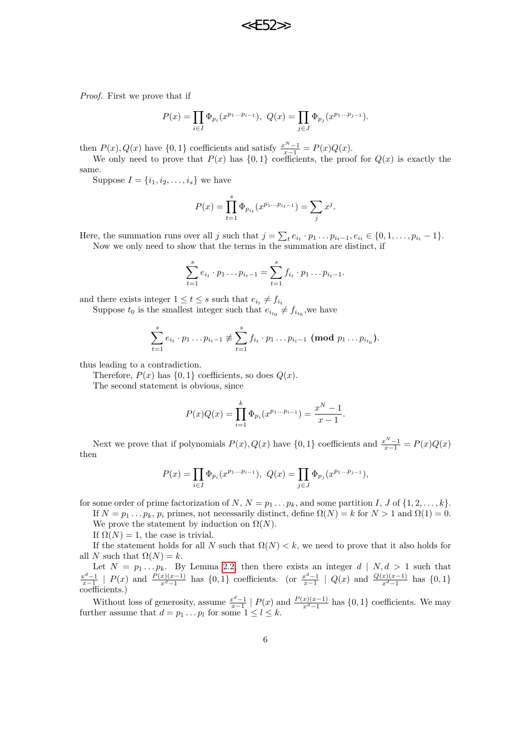*Proof.* First we prove that if

$$P(x) = \prod_{i \in I} \Phi_{p_i}(x^{p_1 \cdots p_{i-1}}),\ \ Q(x) = \prod_{j \in J} \Phi_{p_j}(x^{p_1 \cdots p_{j-1}}).$$

then $P(x), Q(x)$ have $\{0,1\}$ coefficients and satisfy $\frac{x^N - 1}{x-1} = P(x)Q(x)$.

We only need to prove that $P(x)$ has $\{0,1\}$ coefficients, the proof for $Q(x)$ is exactly the same.

Suppose $I = \{i_1, i_2, \ldots, i_s\}$ we have

$$P(x) = \prod_{t=1}^{s} \Phi_{p_{i_t}}(x^{p_1 \cdots p_{i_t - 1}}) = \sum_j x^j.$$

Here, the summation runs over all $j$ such that $j = \sum_t e_{i_t} \cdot p_1 \ldots p_{i_t - 1}, e_{i_t} \in \{0, 1, \ldots, p_{i_t} - 1\}$.

Now we only need to show that the terms in the summation are distinct, if

$$\sum_{t=1}^{s} e_{i_t} \cdot p_1 \ldots p_{i_t - 1} = \sum_{t=1}^{s} f_{i_t} \cdot p_1 \ldots p_{i_t - 1}.$$

and there exists integer $1 \le t \le s$ such that $e_{i_t} \ne f_{i_t}$

Suppose $t_0$ is the smallest integer such that $e_{i_{t_0}} \ne f_{i_{t_0}}$,we have

$$\sum_{t=1}^{s} e_{i_t} \cdot p_1 \ldots p_{i_t - 1} \not\equiv \sum_{t=1}^{s} f_{i_t} \cdot p_1 \ldots p_{i_t - 1} \pmod{p_1 \ldots p_{i_{t_0}}}.$$

thus leading to a contradiction.

Therefore, $P(x)$ has $\{0,1\}$ coefficients, so does $Q(x)$.

The second statement is obvious, since

$$P(x)Q(x) = \prod_{i=1}^{k} \Phi_{p_i}(x^{p_1 \cdots p_{i-1}}) = \frac{x^N - 1}{x - 1}.$$

Next we prove that if polynomials $P(x), Q(x)$ have $\{0,1\}$ coefficients and $\frac{x^N-1}{x-1} = P(x)Q(x)$ then

$$P(x) = \prod_{i \in I} \Phi_{p_i}(x^{p_1 \cdots p_{i-1}}),\ \ Q(x) = \prod_{j \in J} \Phi_{p_j}(x^{p_1 \cdots p_{j-1}}),$$

for some order of prime factorization of $N$, $N = p_1 \ldots p_k$, and some partition $I$, $J$ of $\{1, 2, \ldots, k\}$.

If $N = p_1 \ldots p_k$, $p_i$ primes, not necessarily distinct, define $\Omega(N) = k$ for $N > 1$ and $\Omega(1) = 0$.

We prove the statement by induction on $\Omega(N)$.

If $\Omega(N) = 1$, the case is trivial.

If the statement holds for all $N$ such that $\Omega(N) < k$, we need to prove that it also holds for all $N$ such that $\Omega(N) = k$.

Let $N = p_1 \ldots p_k$. By Lemma 2.2, then there exists an integer $d \mid N, d > 1$ such that $\frac{x^d - 1}{x-1} \mid P(x)$ and $\frac{P(x)(x-1)}{x^d - 1}$ has $\{0,1\}$ coefficients. (or $\frac{x^d-1}{x-1} \mid Q(x)$ and $\frac{Q(x)(x-1)}{x^d-1}$ has $\{0,1\}$ coefficients.)

Without loss of generosity, assume $\frac{x^d-1}{x-1} \mid P(x)$ and $\frac{P(x)(x-1)}{x^d-1}$ has $\{0,1\}$ coefficients. We may further assume that $d = p_1 \ldots p_l$ for some $1 \le l \le k$.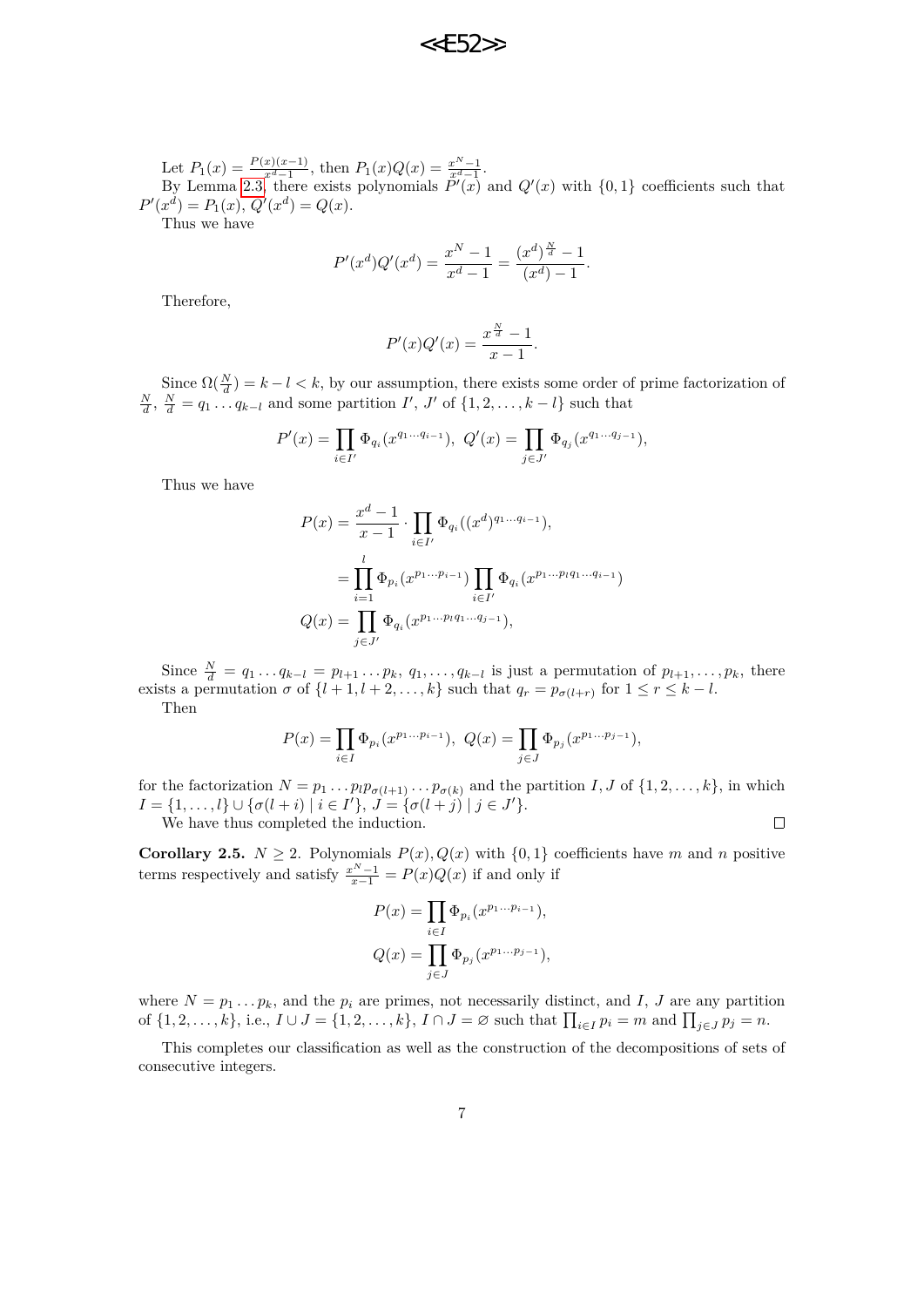Let $P_1(x) = \frac{P(x)(x-1)}{x^d-1}$, then $P_1(x)Q(x) = \frac{x^N-1}{x^d-1}$.

By Lemma 2.3, there exists polynomials $P'(x)$ and $Q'(x)$ with $\{0,1\}$ coefficients such that $P'(x^d) = P_1(x)$, $Q'(x^d) = Q(x)$.

Thus we have

$$P'(x^d)Q'(x^d) = \frac{x^N-1}{x^d-1} = \frac{(x^d)^{\frac{N}{d}}-1}{(x^d)-1}.$$

Therefore,

$$P'(x)Q'(x) = \frac{x^{\frac{N}{d}}-1}{x-1}.$$

Since $\Omega(\frac{N}{d}) = k-l < k$, by our assumption, there exists some order of prime factorization of $\frac{N}{d}$, $\frac{N}{d} = q_1 \dots q_{k-l}$ and some partition $I'$, $J'$ of $\{1, 2, \dots, k-l\}$ such that

$$P'(x) = \prod_{i \in I'} \Phi_{q_i}(x^{q_1 \dots q_{i-1}}),\ Q'(x) = \prod_{j \in J'} \Phi_{q_j}(x^{q_1 \dots q_{j-1}}),$$

Thus we have

$$\begin{aligned}
P(x) &= \frac{x^d-1}{x-1} \cdot \prod_{i \in I'} \Phi_{q_i}((x^d)^{q_1 \dots q_{i-1}}), \\
&= \prod_{i=1}^{l} \Phi_{p_i}(x^{p_1 \dots p_{i-1}}) \prod_{i \in I'} \Phi_{q_i}(x^{p_1 \dots p_l q_1 \dots q_{i-1}}) \\
Q(x) &= \prod_{j \in J'} \Phi_{q_i}(x^{p_1 \dots p_l q_1 \dots q_{j-1}}),
\end{aligned}$$

Since $\frac{N}{d} = q_1 \dots q_{k-l} = p_{l+1} \dots p_k$, $q_1, \dots, q_{k-l}$ is just a permutation of $p_{l+1}, \dots, p_k$, there exists a permutation $\sigma$ of $\{l+1, l+2, \dots, k\}$ such that $q_r = p_{\sigma(l+r)}$ for $1 \leq r \leq k-l$.

Then

$$P(x) = \prod_{i \in I} \Phi_{p_i}(x^{p_1 \dots p_{i-1}}),\ Q(x) = \prod_{j \in J} \Phi_{p_j}(x^{p_1 \dots p_{j-1}}),$$

for the factorization $N = p_1 \dots p_l p_{\sigma(l+1)} \dots p_{\sigma(k)}$ and the partition $I, J$ of $\{1, 2, \dots, k\}$, in which $I = \{1, \dots, l\} \cup \{\sigma(l+i) \mid i \in I'\}$, $J = \{\sigma(l+j) \mid j \in J'\}$.

We have thus completed the induction. ∎

**Corollary 2.5.** $N \geq 2$. Polynomials $P(x), Q(x)$ with $\{0,1\}$ coefficients have $m$ and $n$ positive terms respectively and satisfy $\frac{x^N-1}{x-1} = P(x)Q(x)$ if and only if

$$\begin{aligned}
P(x) &= \prod_{i \in I} \Phi_{p_i}(x^{p_1 \dots p_{i-1}}), \\
Q(x) &= \prod_{j \in J} \Phi_{p_j}(x^{p_1 \dots p_{j-1}}),
\end{aligned}$$

where $N = p_1 \dots p_k$, and the $p_i$ are primes, not necessarily distinct, and $I$, $J$ are any partition of $\{1, 2, \dots, k\}$, i.e., $I \cup J = \{1, 2, \dots, k\}$, $I \cap J = \varnothing$ such that $\prod_{i \in I} p_i = m$ and $\prod_{j \in J} p_j = n$.

This completes our classification as well as the construction of the decompositions of sets of consecutive integers.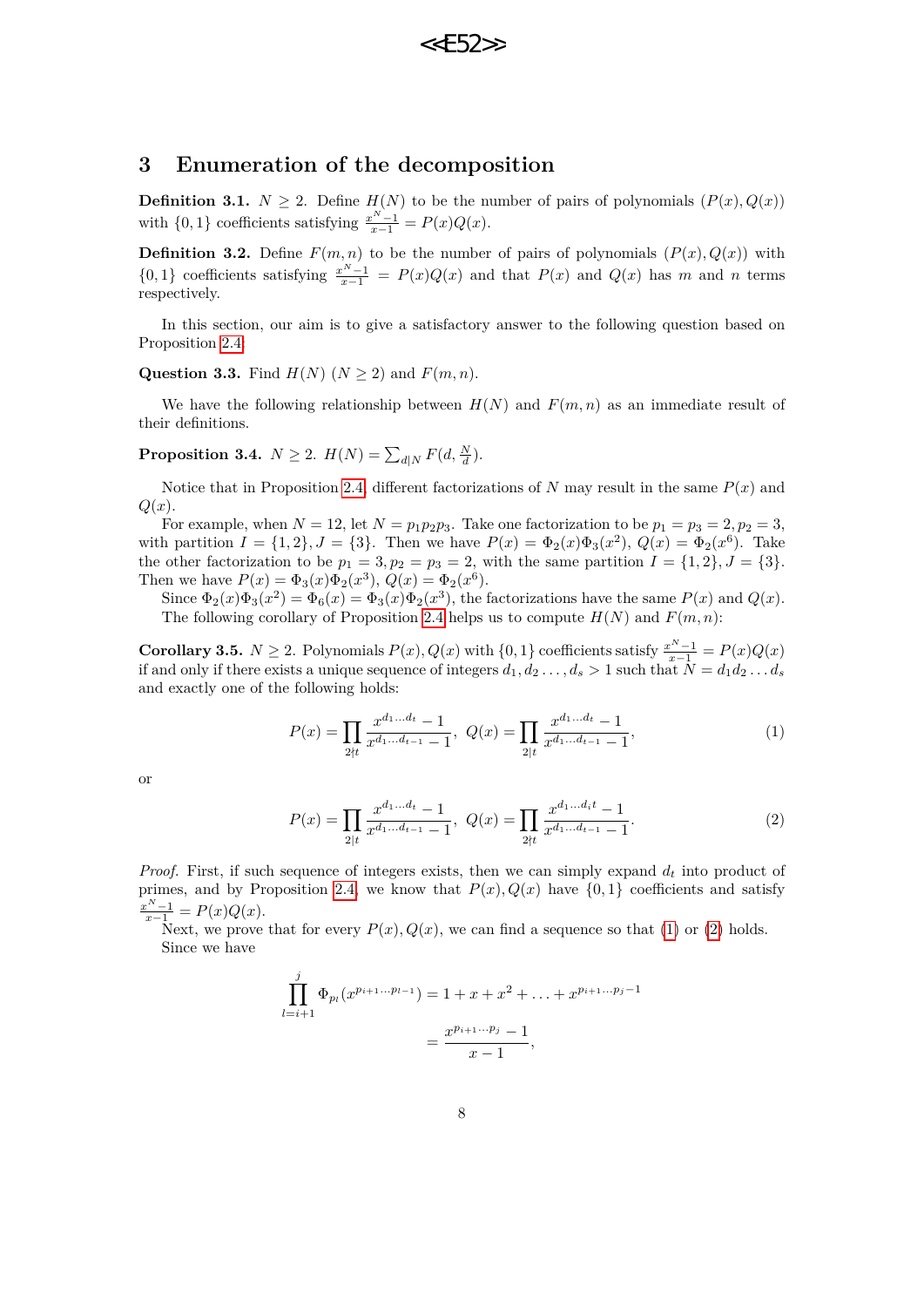## 3 Enumeration of the decomposition

**Definition 3.1.** $N \geq 2$. Define $H(N)$ to be the number of pairs of polynomials $(P(x), Q(x))$ with $\{0,1\}$ coefficients satisfying $\frac{x^N-1}{x-1} = P(x)Q(x)$.

**Definition 3.2.** Define $F(m,n)$ to be the number of pairs of polynomials $(P(x), Q(x))$ with $\{0,1\}$ coefficients satisfying $\frac{x^N-1}{x-1} = P(x)Q(x)$ and that $P(x)$ and $Q(x)$ has $m$ and $n$ terms respectively.

In this section, our aim is to give a satisfactory answer to the following question based on Proposition 2.4:

**Question 3.3.** Find $H(N)$ ($N \geq 2$) and $F(m,n)$.

We have the following relationship between $H(N)$ and $F(m,n)$ as an immediate result of their definitions.

**Proposition 3.4.** $N \geq 2$. $H(N) = \sum_{d|N} F(d, \frac{N}{d})$.

Notice that in Proposition 2.4, different factorizations of $N$ may result in the same $P(x)$ and $Q(x)$.

For example, when $N = 12$, let $N = p_1p_2p_3$. Take one factorization to be $p_1 = p_3 = 2, p_2 = 3$, with partition $I = \{1,2\}, J = \{3\}$. Then we have $P(x) = \Phi_2(x)\Phi_3(x^2)$, $Q(x) = \Phi_2(x^6)$. Take the other factorization to be $p_1 = 3, p_2 = p_3 = 2$, with the same partition $I = \{1,2\}, J = \{3\}$. Then we have $P(x) = \Phi_3(x)\Phi_2(x^3)$, $Q(x) = \Phi_2(x^6)$.

Since $\Phi_2(x)\Phi_3(x^2) = \Phi_6(x) = \Phi_3(x)\Phi_2(x^3)$, the factorizations have the same $P(x)$ and $Q(x)$.

The following corollary of Proposition 2.4 helps us to compute $H(N)$ and $F(m,n)$:

**Corollary 3.5.** $N \geq 2$. Polynomials $P(x), Q(x)$ with $\{0,1\}$ coefficients satisfy $\frac{x^N-1}{x-1} = P(x)Q(x)$ if and only if there exists a unique sequence of integers $d_1, d_2 \ldots, d_s > 1$ such that $N = d_1d_2\ldots d_s$ and exactly one of the following holds:

$$P(x) = \prod_{2\nmid t} \frac{x^{d_1\ldots d_t}-1}{x^{d_1\ldots d_{t-1}}-1},\ Q(x) = \prod_{2|t} \frac{x^{d_1\ldots d_t}-1}{x^{d_1\ldots d_{t-1}}-1}, \tag{1}$$

or

$$P(x) = \prod_{2|t} \frac{x^{d_1\ldots d_t}-1}{x^{d_1\ldots d_{t-1}}-1},\ Q(x) = \prod_{2\nmid t} \frac{x^{d_1\ldots d_i t}-1}{x^{d_1\ldots d_{t-1}}-1}. \tag{2}$$

*Proof.* First, if such sequence of integers exists, then we can simply expand $d_t$ into product of primes, and by Proposition 2.4, we know that $P(x), Q(x)$ have $\{0,1\}$ coefficients and satisfy $\frac{x^N-1}{x-1} = P(x)Q(x)$.

Next, we prove that for every $P(x), Q(x)$, we can find a sequence so that (1) or (2) holds.

Since we have

$$\begin{aligned}\prod_{l=i+1}^{j} \Phi_{p_l}(x^{p_{i+1}\ldots p_{l-1}}) &= 1 + x + x^2 + \ldots + x^{p_{i+1}\ldots p_j - 1} \\ &= \frac{x^{p_{i+1}\ldots p_j}-1}{x-1},\end{aligned}$$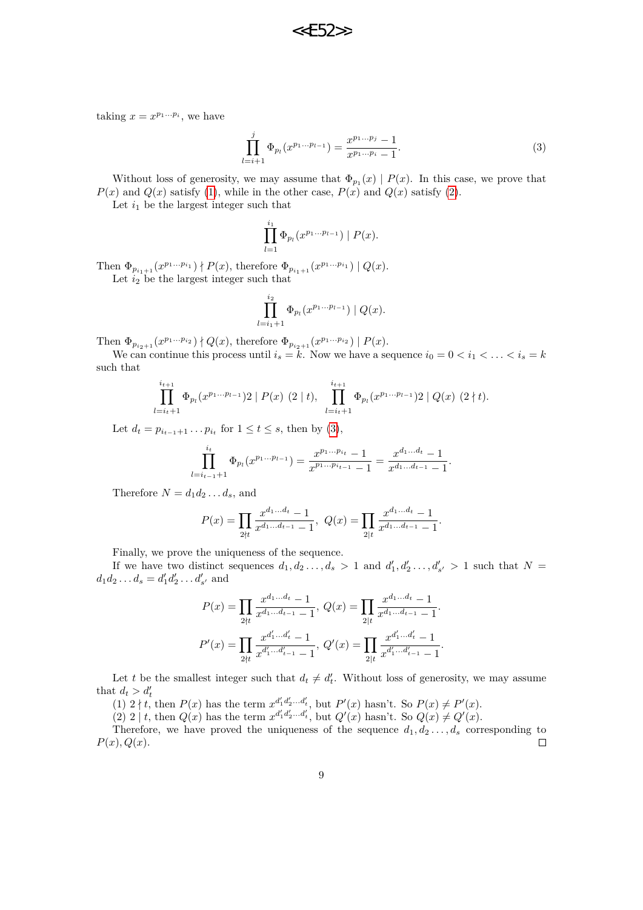taking $x = x^{p_1\cdots p_i}$, we have

$$\prod_{l=i+1}^{j} \Phi_{p_l}(x^{p_1\cdots p_{l-1}}) = \frac{x^{p_1\cdots p_j}-1}{x^{p_1\cdots p_i}-1}. \tag{3}$$

Without loss of generosity, we may assume that $\Phi_{p_1}(x) \mid P(x)$. In this case, we prove that $P(x)$ and $Q(x)$ satisfy (1), while in the other case, $P(x)$ and $Q(x)$ satisfy (2).

Let $i_1$ be the largest integer such that

$$\prod_{l=1}^{i_1} \Phi_{p_l}(x^{p_1\cdots p_{l-1}}) \mid P(x).$$

Then $\Phi_{p_{i_1+1}}(x^{p_1\cdots p_{i_1}}) \nmid P(x)$, therefore $\Phi_{p_{i_1+1}}(x^{p_1\cdots p_{i_1}}) \mid Q(x)$.

Let $i_2$ be the largest integer such that

$$\prod_{l=i_1+1}^{i_2} \Phi_{p_l}(x^{p_1\cdots p_{l-1}}) \mid Q(x).$$

Then $\Phi_{p_{i_2+1}}(x^{p_1\cdots p_{i_2}}) \nmid Q(x)$, therefore $\Phi_{p_{i_2+1}}(x^{p_1\cdots p_{i_2}}) \mid P(x)$.

We can continue this process until $i_s = k$. Now we have a sequence $i_0 = 0 < i_1 < \ldots < i_s = k$ such that

$$\prod_{l=i_t+1}^{i_{t+1}} \Phi_{p_l}(x^{p_1\cdots p_{l-1}})2 \mid P(x) \ (2 \mid t), \quad \prod_{l=i_t+1}^{i_{t+1}} \Phi_{p_l}(x^{p_1\cdots p_{l-1}})2 \mid Q(x) \ (2 \nmid t).$$

Let $d_t = p_{i_{t-1}+1}\cdots p_{i_t}$ for $1 \le t \le s$, then by (3),

$$\prod_{l=i_{t-1}+1}^{i_t} \Phi_{p_l}(x^{p_1\cdots p_{l-1}}) = \frac{x^{p_1\cdots p_{i_t}}-1}{x^{p_1\cdots p_{i_{t-1}}}-1} = \frac{x^{d_1\ldots d_t}-1}{x^{d_1\ldots d_{t-1}}-1}.$$

Therefore $N = d_1 d_2 \ldots d_s$, and

$$P(x) = \prod_{2\nmid t} \frac{x^{d_1\ldots d_t}-1}{x^{d_1\ldots d_{t-1}}-1}, \ Q(x) = \prod_{2\mid t} \frac{x^{d_1\ldots d_t}-1}{x^{d_1\ldots d_{t-1}}-1}.$$

Finally, we prove the uniqueness of the sequence.

If we have two distinct sequences $d_1, d_2 \ldots, d_s > 1$ and $d'_1, d'_2 \ldots, d'_{s'} > 1$ such that $N = d_1 d_2 \ldots d_s = d'_1 d'_2 \ldots d'_{s'}$ and

$$P(x) = \prod_{2\nmid t} \frac{x^{d_1\ldots d_t}-1}{x^{d_1\ldots d_{t-1}}-1}, \ Q(x) = \prod_{2\mid t} \frac{x^{d_1\ldots d_t}-1}{x^{d_1\ldots d_{t-1}}-1}.$$

$$P'(x) = \prod_{2\nmid t} \frac{x^{d'_1\ldots d'_t}-1}{x^{d'_1\ldots d'_{t-1}}-1}, \ Q'(x) = \prod_{2\mid t} \frac{x^{d'_1\ldots d'_t}-1}{x^{d'_1\ldots d'_{t-1}}-1}.$$

Let $t$ be the smallest integer such that $d_t \neq d'_t$. Without loss of generosity, we may assume that $d_t > d'_t$

(1) $2 \nmid t$, then $P(x)$ has the term $x^{d'_1 d'_2 \cdots d'_t}$, but $P'(x)$ hasn't. So $P(x) \neq P'(x)$.

(2) $2 \mid t$, then $Q(x)$ has the term $x^{d'_1 d'_2 \cdots d'_t}$, but $Q'(x)$ hasn't. So $Q(x) \neq Q'(x)$.

Therefore, we have proved the uniqueness of the sequence $d_1, d_2 \ldots, d_s$ corresponding to $P(x), Q(x)$. □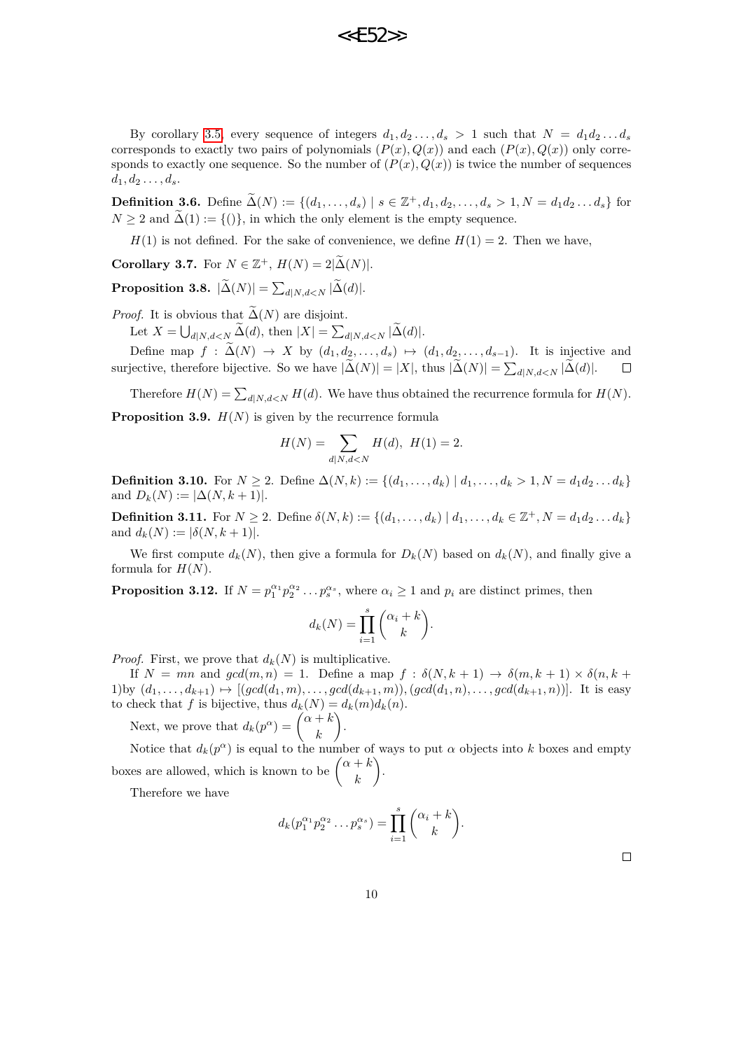By corollary 3.5, every sequence of integers $d_1, d_2 \dots, d_s > 1$ such that $N = d_1 d_2 \dots d_s$ corresponds to exactly two pairs of polynomials $(P(x), Q(x))$ and each $(P(x), Q(x))$ only corresponds to exactly one sequence. So the number of $(P(x), Q(x))$ is twice the number of sequences $d_1, d_2 \dots, d_s$.

**Definition 3.6.** Define $\widetilde{\Delta}(N) := \{(d_1, \dots, d_s) \mid s \in \mathbb{Z}^+, d_1, d_2, \dots, d_s > 1, N = d_1 d_2 \dots d_s\}$ for $N \geq 2$ and $\widetilde{\Delta}(1) := \{()\}$, in which the only element is the empty sequence.

$H(1)$ is not defined. For the sake of convenience, we define $H(1) = 2$. Then we have,

**Corollary 3.7.** For $N \in \mathbb{Z}^+$, $H(N) = 2|\widetilde{\Delta}(N)|$.

**Proposition 3.8.** $|\widetilde{\Delta}(N)| = \sum_{d|N, d<N} |\widetilde{\Delta}(d)|$.

*Proof.* It is obvious that $\widetilde{\Delta}(N)$ are disjoint.

Let $X = \bigcup_{d|N, d<N} \widetilde{\Delta}(d)$, then $|X| = \sum_{d|N, d<N} |\widetilde{\Delta}(d)|$.

Define map $f : \widetilde{\Delta}(N) \to X$ by $(d_1, d_2, \dots, d_s) \mapsto (d_1, d_2, \dots, d_{s-1})$. It is injective and surjective, therefore bijective. So we have $|\widetilde{\Delta}(N)| = |X|$, thus $|\widetilde{\Delta}(N)| = \sum_{d|N, d<N} |\widetilde{\Delta}(d)|$. □

Therefore $H(N) = \sum_{d|N, d<N} H(d)$. We have thus obtained the recurrence formula for $H(N)$.

**Proposition 3.9.** $H(N)$ is given by the recurrence formula

$$H(N) = \sum_{d|N, d<N} H(d), \ H(1) = 2.$$

**Definition 3.10.** For $N \geq 2$. Define $\Delta(N, k) := \{(d_1, \dots, d_k) \mid d_1, \dots, d_k > 1, N = d_1 d_2 \dots d_k\}$ and $D_k(N) := |\Delta(N, k+1)|$.

**Definition 3.11.** For $N \geq 2$. Define $\delta(N, k) := \{(d_1, \dots, d_k) \mid d_1, \dots, d_k \in \mathbb{Z}^+, N = d_1 d_2 \dots d_k\}$ and $d_k(N) := |\delta(N, k+1)|$.

We first compute $d_k(N)$, then give a formula for $D_k(N)$ based on $d_k(N)$, and finally give a formula for $H(N)$.

**Proposition 3.12.** If $N = p_1^{\alpha_1} p_2^{\alpha_2} \dots p_s^{\alpha_s}$, where $\alpha_i \geq 1$ and $p_i$ are distinct primes, then

$$d_k(N) = \prod_{i=1}^{s} \binom{\alpha_i + k}{k}.$$

*Proof.* First, we prove that $d_k(N)$ is multiplicative.

If $N = mn$ and $gcd(m, n) = 1$. Define a map $f : \delta(N, k+1) \to \delta(m, k+1) \times \delta(n, k+1)$by $(d_1, \dots, d_{k+1}) \mapsto [(gcd(d_1, m), \dots, gcd(d_{k+1}, m)), (gcd(d_1, n), \dots, gcd(d_{k+1}, n))]$. It is easy to check that $f$ is bijective, thus $d_k(N) = d_k(m) d_k(n)$.

Next, we prove that $d_k(p^\alpha) = \binom{\alpha + k}{k}$.

Notice that $d_k(p^\alpha)$ is equal to the number of ways to put $\alpha$ objects into $k$ boxes and empty boxes are allowed, which is known to be $\binom{\alpha + k}{k}$.

Therefore we have

$$d_k(p_1^{\alpha_1} p_2^{\alpha_2} \dots p_s^{\alpha_s}) = \prod_{i=1}^{s} \binom{\alpha_i + k}{k}.$$

□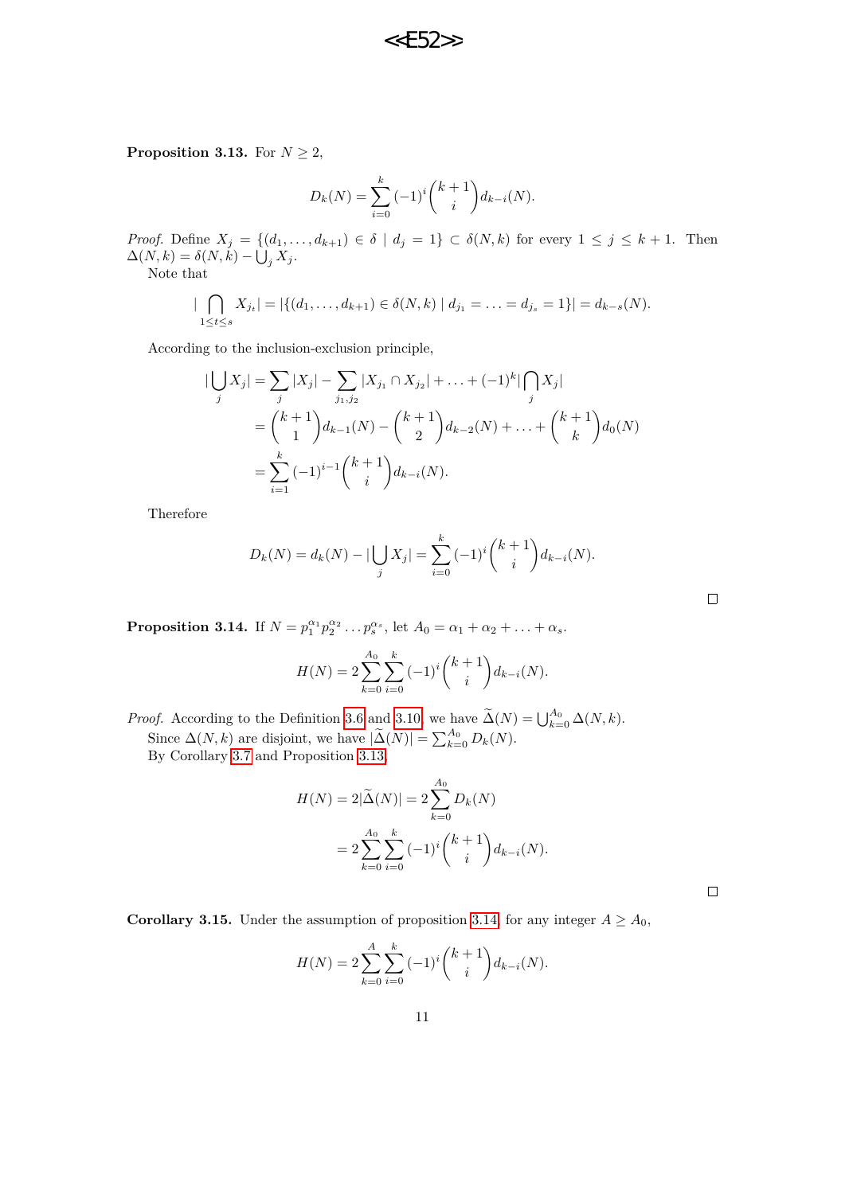**Proposition 3.13.** For $N \geq 2$,

$$D_k(N) = \sum_{i=0}^{k} (-1)^i \binom{k+1}{i} d_{k-i}(N).$$

*Proof.* Define $X_j = \{(d_1, \ldots, d_{k+1}) \in \delta \mid d_j = 1\} \subset \delta(N,k)$ for every $1 \leq j \leq k+1$. Then $\Delta(N,k) = \delta(N,k) - \bigcup_j X_j$.

Note that

$$|\bigcap_{1 \leq t \leq s} X_{j_t}| = |\{(d_1, \ldots, d_{k+1}) \in \delta(N,k) \mid d_{j_1} = \ldots = d_{j_s} = 1\}| = d_{k-s}(N).$$

According to the inclusion-exclusion principle,

$$\begin{aligned}
|\bigcup_j X_j| &= \sum_j |X_j| - \sum_{j_1, j_2} |X_{j_1} \cap X_{j_2}| + \ldots + (-1)^k |\bigcap_j X_j| \\
&= \binom{k+1}{1} d_{k-1}(N) - \binom{k+1}{2} d_{k-2}(N) + \ldots + \binom{k+1}{k} d_0(N) \\
&= \sum_{i=1}^{k} (-1)^{i-1} \binom{k+1}{i} d_{k-i}(N).
\end{aligned}$$

Therefore

$$D_k(N) = d_k(N) - |\bigcup_j X_j| = \sum_{i=0}^{k} (-1)^i \binom{k+1}{i} d_{k-i}(N).$$

□

**Proposition 3.14.** If $N = p_1^{\alpha_1} p_2^{\alpha_2} \ldots p_s^{\alpha_s}$, let $A_0 = \alpha_1 + \alpha_2 + \ldots + \alpha_s$.

$$H(N) = 2 \sum_{k=0}^{A_0} \sum_{i=0}^{k} (-1)^i \binom{k+1}{i} d_{k-i}(N).$$

*Proof.* According to the Definition 3.6 and 3.10, we have $\widetilde{\Delta}(N) = \bigcup_{k=0}^{A_0} \Delta(N,k)$.

Since $\Delta(N,k)$ are disjoint, we have $|\widetilde{\Delta}(N)| = \sum_{k=0}^{A_0} D_k(N)$.

By Corollary 3.7 and Proposition 3.13,

$$\begin{aligned}
H(N) = 2|\widetilde{\Delta}(N)| &= 2 \sum_{k=0}^{A_0} D_k(N) \\
&= 2 \sum_{k=0}^{A_0} \sum_{i=0}^{k} (-1)^i \binom{k+1}{i} d_{k-i}(N).
\end{aligned}$$

□

**Corollary 3.15.** Under the assumption of proposition 3.14, for any integer $A \geq A_0$,

$$H(N) = 2 \sum_{k=0}^{A} \sum_{i=0}^{k} (-1)^i \binom{k+1}{i} d_{k-i}(N).$$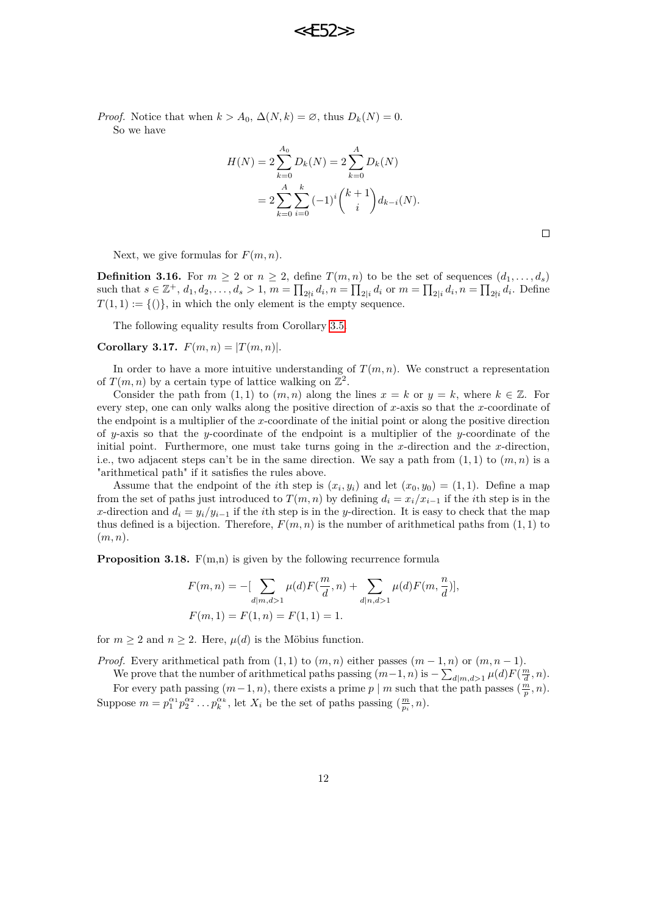*Proof.* Notice that when $k > A_0$, $\Delta(N,k) = \varnothing$, thus $D_k(N) = 0$.

So we have

$$
\begin{aligned}
H(N) &= 2\sum_{k=0}^{A_0} D_k(N) = 2\sum_{k=0}^{A} D_k(N) \\
&= 2\sum_{k=0}^{A}\sum_{i=0}^{k} (-1)^i \binom{k+1}{i} d_{k-i}(N).
\end{aligned}
$$

□

Next, we give formulas for $F(m,n)$.

**Definition 3.16.** For $m \geq 2$ or $n \geq 2$, define $T(m,n)$ to be the set of sequences $(d_1, \ldots, d_s)$ such that $s \in \mathbb{Z}^+$, $d_1, d_2, \ldots, d_s > 1$, $m = \prod_{2\nmid i} d_i$, $n = \prod_{2|i} d_i$ or $m = \prod_{2|i} d_i$, $n = \prod_{2\nmid i} d_i$. Define $T(1,1) := \{()\}$, in which the only element is the empty sequence.

The following equality results from Corollary 3.5.

**Corollary 3.17.** $F(m,n) = |T(m,n)|$.

In order to have a more intuitive understanding of $T(m,n)$. We construct a representation of $T(m,n)$ by a certain type of lattice walking on $\mathbb{Z}^2$.

Consider the path from $(1,1)$ to $(m,n)$ along the lines $x = k$ or $y = k$, where $k \in \mathbb{Z}$. For every step, one can only walks along the positive direction of $x$-axis so that the $x$-coordinate of the endpoint is a multiplier of the $x$-coordinate of the initial point or along the positive direction of $y$-axis so that the $y$-coordinate of the endpoint is a multiplier of the $y$-coordinate of the initial point. Furthermore, one must take turns going in the $x$-direction and the $x$-direction, i.e., two adjacent steps can't be in the same direction. We say a path from $(1,1)$ to $(m,n)$ is a "arithmetical path" if it satisfies the rules above.

Assume that the endpoint of the $i$th step is $(x_i, y_i)$ and let $(x_0, y_0) = (1,1)$. Define a map from the set of paths just introduced to $T(m,n)$ by defining $d_i = x_i/x_{i-1}$ if the $i$th step is in the $x$-direction and $d_i = y_i/y_{i-1}$ if the $i$th step is in the $y$-direction. It is easy to check that the map thus defined is a bijection. Therefore, $F(m,n)$ is the number of arithmetical paths from $(1,1)$ to $(m,n)$.

**Proposition 3.18.** F(m,n) is given by the following recurrence formula

$$
\begin{aligned}
&F(m,n) = -[\sum_{d|m,d>1} \mu(d) F(\frac{m}{d}, n) + \sum_{d|n,d>1} \mu(d) F(m, \frac{n}{d})], \\
&F(m,1) = F(1,n) = F(1,1) = 1.
\end{aligned}
$$

for $m \geq 2$ and $n \geq 2$. Here, $\mu(d)$ is the Möbius function.

*Proof.* Every arithmetical path from $(1,1)$ to $(m,n)$ either passes $(m-1,n)$ or $(m,n-1)$.

We prove that the number of arithmetical paths passing $(m-1,n)$ is $-\sum_{d|m,d>1} \mu(d) F(\frac{m}{d}, n)$.

For every path passing $(m-1,n)$, there exists a prime $p \mid m$ such that the path passes $(\frac{m}{p}, n)$. Suppose $m = p_1^{\alpha_1} p_2^{\alpha_2} \ldots p_k^{\alpha_k}$, let $X_i$ be the set of paths passing $(\frac{m}{p_i}, n)$.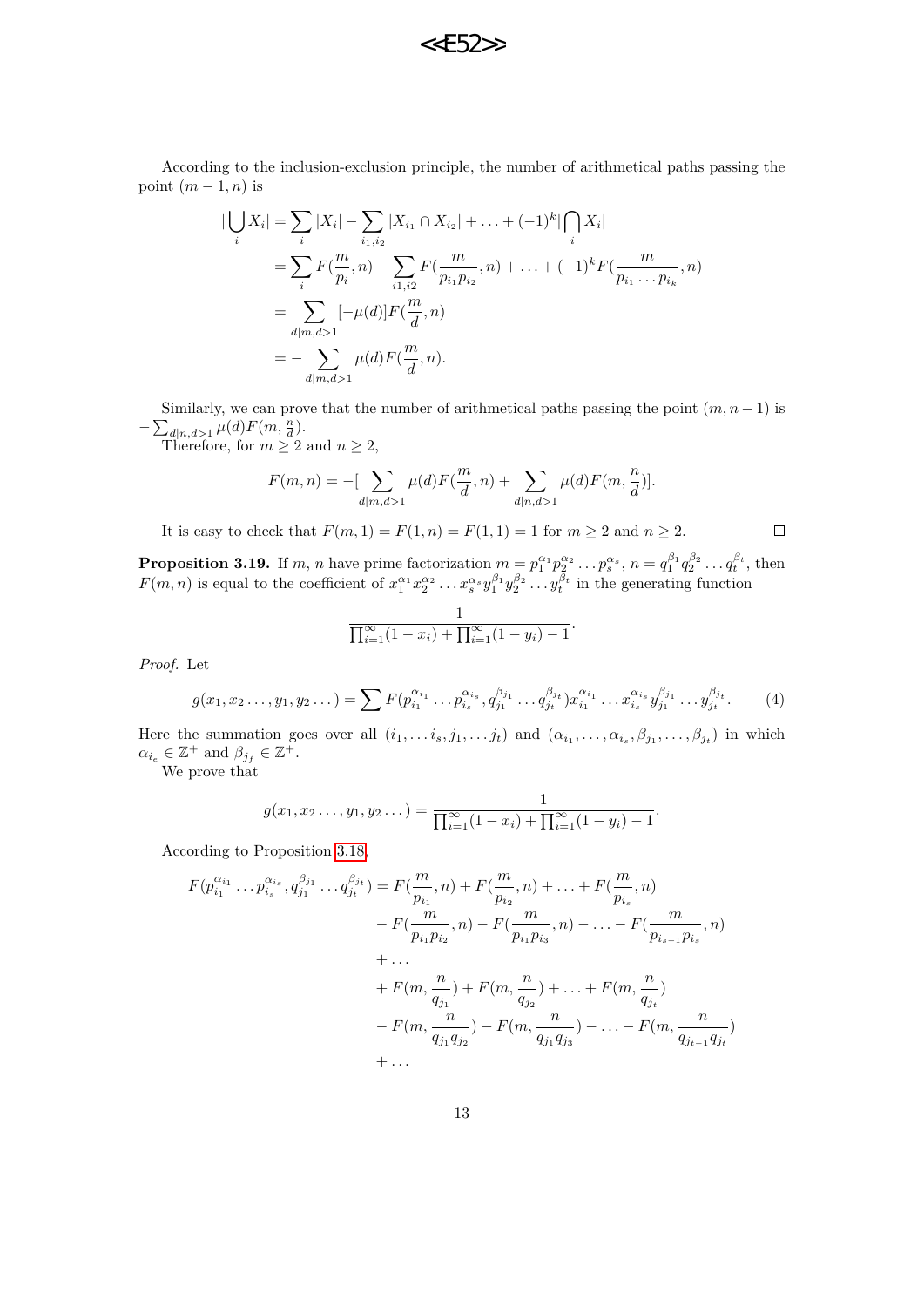According to the inclusion-exclusion principle, the number of arithmetical paths passing the point $(m-1,n)$ is

$$
\begin{aligned}
|\bigcup_i X_i| &= \sum_i |X_i| - \sum_{i_1,i_2} |X_{i_1} \cap X_{i_2}| + \ldots + (-1)^k |\bigcap_i X_i| \\
&= \sum_i F(\frac{m}{p_i}, n) - \sum_{i1,i2} F(\frac{m}{p_{i_1}p_{i_2}}, n) + \ldots + (-1)^k F(\frac{m}{p_{i_1}\ldots p_{i_k}}, n) \\
&= \sum_{d|m, d>1} [-\mu(d)] F(\frac{m}{d}, n) \\
&= -\sum_{d|m, d>1} \mu(d) F(\frac{m}{d}, n).
\end{aligned}
$$

Similarly, we can prove that the number of arithmetical paths passing the point $(m,n-1)$ is $-\sum_{d|n,d>1} \mu(d) F(m, \frac{n}{d})$.

Therefore, for $m \geq 2$ and $n \geq 2$,

$$
F(m,n) = -[\sum_{d|m, d>1} \mu(d) F(\frac{m}{d}, n) + \sum_{d|n, d>1} \mu(d) F(m, \frac{n}{d})].
$$

It is easy to check that $F(m,1) = F(1,n) = F(1,1) = 1$ for $m \geq 2$ and $n \geq 2$. □

**Proposition 3.19.** If $m$, $n$ have prime factorization $m = p_1^{\alpha_1} p_2^{\alpha_2} \ldots p_s^{\alpha_s}$, $n = q_1^{\beta_1} q_2^{\beta_2} \ldots q_t^{\beta_t}$, then $F(m,n)$ is equal to the coefficient of $x_1^{\alpha_1} x_2^{\alpha_2} \ldots x_s^{\alpha_s} y_1^{\beta_1} y_2^{\beta_2} \ldots y_t^{\beta_t}$ in the generating function

$$
\frac{1}{\prod_{i=1}^{\infty}(1-x_i) + \prod_{i=1}^{\infty}(1-y_i) - 1}.
$$

*Proof.* Let

$$
g(x_1, x_2 \ldots, y_1, y_2 \ldots) = \sum F(p_{i_1}^{\alpha_{i_1}} \ldots p_{i_s}^{\alpha_{i_s}}, q_{j_1}^{\beta_{j_1}} \ldots q_{j_t}^{\beta_{j_t}}) x_{i_1}^{\alpha_{i_1}} \ldots x_{i_s}^{\alpha_{i_s}} y_{j_1}^{\beta_{j_1}} \ldots y_{j_t}^{\beta_{j_t}}. \tag{4}
$$

Here the summation goes over all $(i_1, \ldots i_s, j_1, \ldots j_t)$ and $(\alpha_{i_1}, \ldots, \alpha_{i_s}, \beta_{j_1}, \ldots, \beta_{j_t})$ in which $\alpha_{i_e} \in \mathbb{Z}^+$ and $\beta_{j_f} \in \mathbb{Z}^+$.

We prove that

$$
g(x_1, x_2 \ldots, y_1, y_2 \ldots) = \frac{1}{\prod_{i=1}^{\infty}(1-x_i) + \prod_{i=1}^{\infty}(1-y_i) - 1}.
$$

According to Proposition 3.18,

$$
\begin{aligned}
F(p_{i_1}^{\alpha_{i_1}} \ldots p_{i_s}^{\alpha_{i_s}}, q_{j_1}^{\beta_{j_1}} \ldots q_{j_t}^{\beta_{j_t}}) &= F(\frac{m}{p_{i_1}}, n) + F(\frac{m}{p_{i_2}}, n) + \ldots + F(\frac{m}{p_{i_s}}, n) \\
&- F(\frac{m}{p_{i_1}p_{i_2}}, n) - F(\frac{m}{p_{i_1}p_{i_3}}, n) - \ldots - F(\frac{m}{p_{i_{s-1}}p_{i_s}}, n) \\
&+ \ldots \\
&+ F(m, \frac{n}{q_{j_1}}) + F(m, \frac{n}{q_{j_2}}) + \ldots + F(m, \frac{n}{q_{j_t}}) \\
&- F(m, \frac{n}{q_{j_1}q_{j_2}}) - F(m, \frac{n}{q_{j_1}q_{j_3}}) - \ldots - F(m, \frac{n}{q_{j_{t-1}}q_{j_t}}) \\
&+ \ldots
\end{aligned}
$$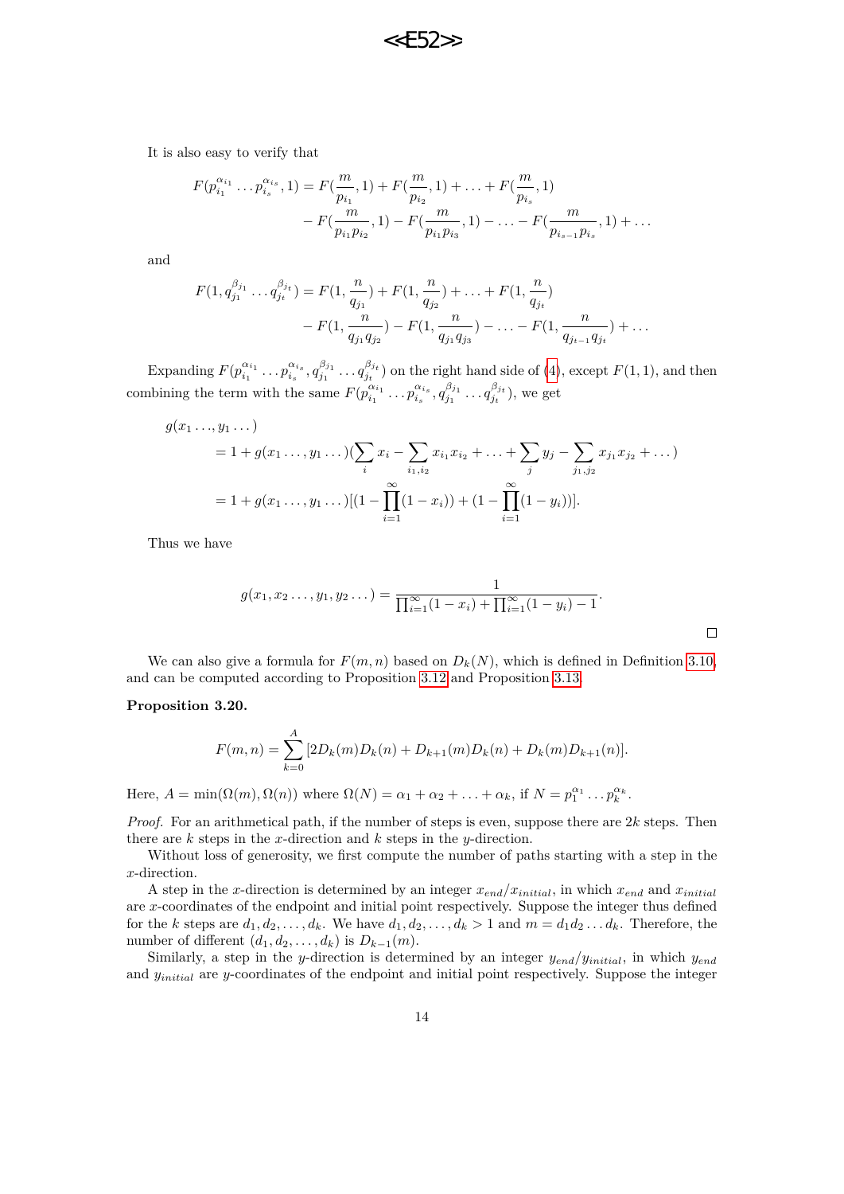It is also easy to verify that

$$
\begin{aligned}
F(p_{i_1}^{\alpha_{i_1}} \dots p_{i_s}^{\alpha_{i_s}}, 1) = & F(\frac{m}{p_{i_1}}, 1) + F(\frac{m}{p_{i_2}}, 1) + \dots + F(\frac{m}{p_{i_s}}, 1) \\
& - F(\frac{m}{p_{i_1} p_{i_2}}, 1) - F(\frac{m}{p_{i_1} p_{i_3}}, 1) - \dots - F(\frac{m}{p_{i_{s-1}} p_{i_s}}, 1) + \dots
\end{aligned}
$$

and

$$
\begin{aligned}
F(1, q_{j_1}^{\beta_{j_1}} \dots q_{j_t}^{\beta_{j_t}}) = & F(1, \frac{n}{q_{j_1}}) + F(1, \frac{n}{q_{j_2}}) + \dots + F(1, \frac{n}{q_{j_t}}) \\
& - F(1, \frac{n}{q_{j_1} q_{j_2}}) - F(1, \frac{n}{q_{j_1} q_{j_3}}) - \dots - F(1, \frac{n}{q_{j_{t-1}} q_{j_t}}) + \dots
\end{aligned}
$$

Expanding $F(p_{i_1}^{\alpha_{i_1}} \dots p_{i_s}^{\alpha_{i_s}}, q_{j_1}^{\beta_{j_1}} \dots q_{j_t}^{\beta_{j_t}})$ on the right hand side of (4), except $F(1,1)$, and then combining the term with the same $F(p_{i_1}^{\alpha_{i_1}} \dots p_{i_s}^{\alpha_{i_s}}, q_{j_1}^{\beta_{j_1}} \dots q_{j_t}^{\beta_{j_t}})$, we get

$$
\begin{aligned}
& g(x_1 \dots, y_1 \dots) \\
& \quad = 1 + g(x_1 \dots, y_1 \dots)(\sum_i x_i - \sum_{i_1, i_2} x_{i_1} x_{i_2} + \dots + \sum_j y_j - \sum_{j_1, j_2} x_{j_1} x_{j_2} + \dots) \\
& \quad = 1 + g(x_1 \dots, y_1 \dots)[(1 - \prod_{i=1}^{\infty}(1 - x_i)) + (1 - \prod_{i=1}^{\infty}(1 - y_i))].
\end{aligned}
$$

Thus we have

$$
g(x_1, x_2 \dots, y_1, y_2 \dots) = \frac{1}{\prod_{i=1}^{\infty}(1 - x_i) + \prod_{i=1}^{\infty}(1 - y_i) - 1}.
$$

□

We can also give a formula for $F(m,n)$ based on $D_k(N)$, which is defined in Definition 3.10, and can be computed according to Proposition 3.12 and Proposition 3.13.

**Proposition 3.20.**

$$
F(m,n) = \sum_{k=0}^{A} [2D_k(m)D_k(n) + D_{k+1}(m)D_k(n) + D_k(m)D_{k+1}(n)].
$$

Here, $A = \min(\Omega(m), \Omega(n))$ where $\Omega(N) = \alpha_1 + \alpha_2 + \dots + \alpha_k$, if $N = p_1^{\alpha_1} \dots p_k^{\alpha_k}$.

*Proof.* For an arithmetical path, if the number of steps is even, suppose there are $2k$ steps. Then there are $k$ steps in the $x$-direction and $k$ steps in the $y$-direction.

Without loss of generosity, we first compute the number of paths starting with a step in the $x$-direction.

A step in the $x$-direction is determined by an integer $x_{end}/x_{initial}$, in which $x_{end}$ and $x_{initial}$ are $x$-coordinates of the endpoint and initial point respectively. Suppose the integer thus defined for the $k$ steps are $d_1, d_2, \dots, d_k$. We have $d_1, d_2, \dots, d_k > 1$ and $m = d_1 d_2 \dots d_k$. Therefore, the number of different $(d_1, d_2, \dots, d_k)$ is $D_{k-1}(m)$.

Similarly, a step in the $y$-direction is determined by an integer $y_{end}/y_{initial}$, in which $y_{end}$ and $y_{initial}$ are $y$-coordinates of the endpoint and initial point respectively. Suppose the integer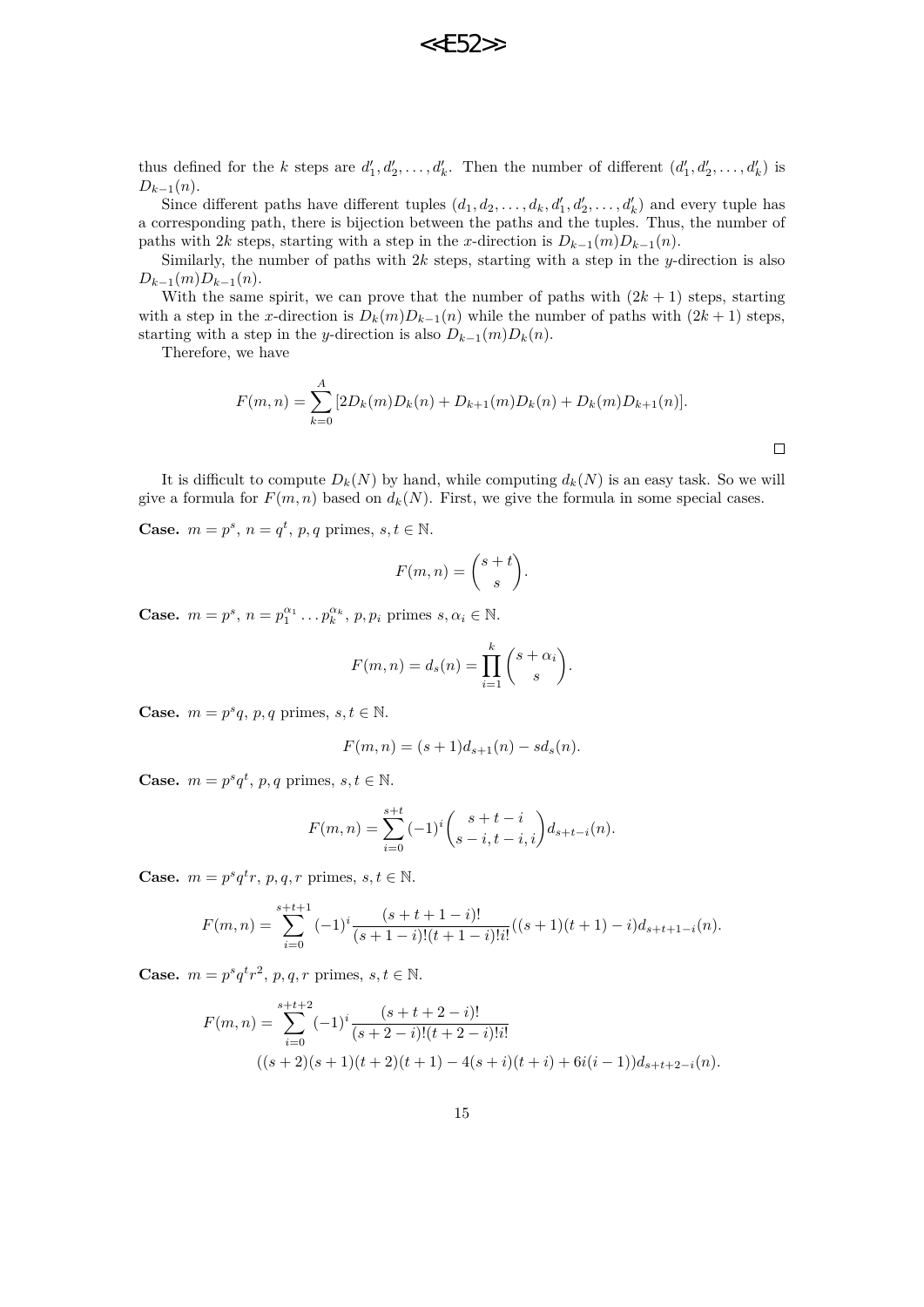thus defined for the $k$ steps are $d'_1, d'_2, \ldots, d'_k$. Then the number of different $(d'_1, d'_2, \ldots, d'_k)$ is $D_{k-1}(n)$.

Since different paths have different tuples $(d_1, d_2, \ldots, d_k, d'_1, d'_2, \ldots, d'_k)$ and every tuple has a corresponding path, there is bijection between the paths and the tuples. Thus, the number of paths with $2k$ steps, starting with a step in the $x$-direction is $D_{k-1}(m)D_{k-1}(n)$.

Similarly, the number of paths with $2k$ steps, starting with a step in the $y$-direction is also $D_{k-1}(m)D_{k-1}(n)$.

With the same spirit, we can prove that the number of paths with $(2k+1)$ steps, starting with a step in the $x$-direction is $D_k(m)D_{k-1}(n)$ while the number of paths with $(2k+1)$ steps, starting with a step in the $y$-direction is also $D_{k-1}(m)D_k(n)$.

Therefore, we have

$$F(m,n) = \sum_{k=0}^{A} [2D_k(m)D_k(n) + D_{k+1}(m)D_k(n) + D_k(m)D_{k+1}(n)].$$

□

It is difficult to compute $D_k(N)$ by hand, while computing $d_k(N)$ is an easy task. So we will give a formula for $F(m,n)$ based on $d_k(N)$. First, we give the formula in some special cases.

**Case.** $m = p^s$, $n = q^t$, $p, q$ primes, $s, t \in \mathbb{N}$.

$$F(m,n) = \binom{s+t}{s}.$$

**Case.** $m = p^s$, $n = p_1^{\alpha_1} \ldots p_k^{\alpha_k}$, $p, p_i$ primes $s, \alpha_i \in \mathbb{N}$.

$$F(m,n) = d_s(n) = \prod_{i=1}^{k} \binom{s+\alpha_i}{s}.$$

**Case.** $m = p^s q$, $p, q$ primes, $s, t \in \mathbb{N}$.

$$F(m,n) = (s+1)d_{s+1}(n) - sd_s(n).$$

**Case.** $m = p^s q^t$, $p, q$ primes, $s, t \in \mathbb{N}$.

$$F(m,n) = \sum_{i=0}^{s+t} (-1)^i \binom{s+t-i}{s-i, t-i, i} d_{s+t-i}(n).$$

**Case.** $m = p^s q^t r$, $p, q, r$ primes, $s, t \in \mathbb{N}$.

$$F(m,n) = \sum_{i=0}^{s+t+1} (-1)^i \frac{(s+t+1-i)!}{(s+1-i)!(t+1-i)!i!}((s+1)(t+1) - i)d_{s+t+1-i}(n).$$

**Case.** $m = p^s q^t r^2$, $p, q, r$ primes, $s, t \in \mathbb{N}$.

$$F(m,n) = \sum_{i=0}^{s+t+2} (-1)^i \frac{(s+t+2-i)!}{(s+2-i)!(t+2-i)!i!}$$
$$((s+2)(s+1)(t+2)(t+1) - 4(s+i)(t+i) + 6i(i-1))d_{s+t+2-i}(n).$$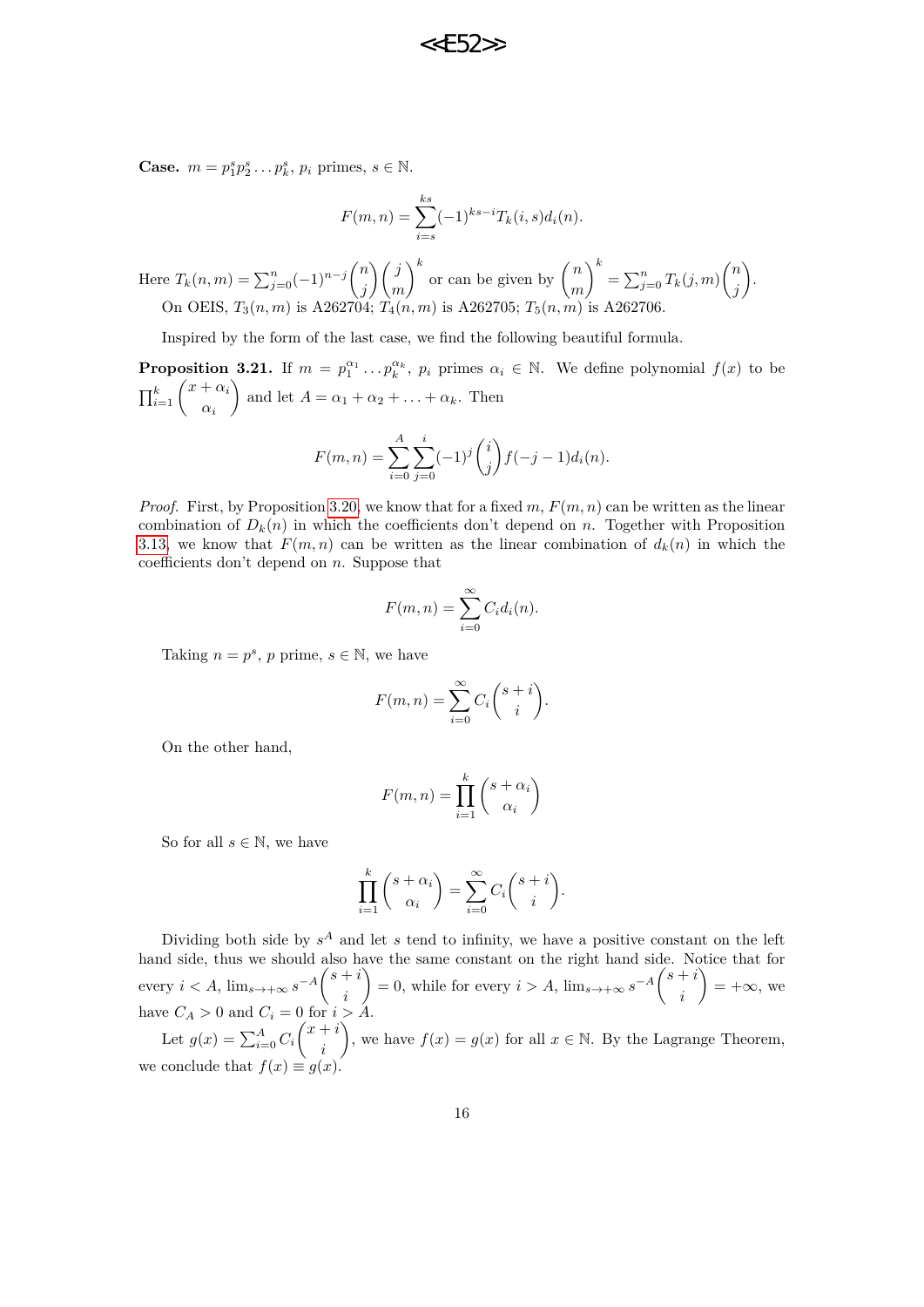**Case.** $m = p_1^s p_2^s \ldots p_k^s$, $p_i$ primes, $s \in \mathbb{N}$.

$$F(m,n) = \sum_{i=s}^{ks} (-1)^{ks-i} T_k(i,s) d_i(n).$$

Here $T_k(n,m) = \sum_{j=0}^{n} (-1)^{n-j} \binom{n}{j} \binom{j}{m}^k$ or can be given by $\binom{n}{m}^k = \sum_{j=0}^{n} T_k(j,m) \binom{n}{j}$.

On OEIS, $T_3(n,m)$ is A262704; $T_4(n,m)$ is A262705; $T_5(n,m)$ is A262706.

Inspired by the form of the last case, we find the following beautiful formula.

**Proposition 3.21.** If $m = p_1^{\alpha_1} \ldots p_k^{\alpha_k}$, $p_i$ primes $\alpha_i \in \mathbb{N}$. We define polynomial $f(x)$ to be $\prod_{i=1}^{k} \binom{x+\alpha_i}{\alpha_i}$ and let $A = \alpha_1 + \alpha_2 + \ldots + \alpha_k$. Then

$$F(m,n) = \sum_{i=0}^{A} \sum_{j=0}^{i} (-1)^j \binom{i}{j} f(-j-1) d_i(n).$$

*Proof.* First, by Proposition 3.20, we know that for a fixed $m$, $F(m,n)$ can be written as the linear combination of $D_k(n)$ in which the coefficients don't depend on $n$. Together with Proposition 3.13, we know that $F(m,n)$ can be written as the linear combination of $d_k(n)$ in which the coefficients don't depend on $n$. Suppose that

$$F(m,n) = \sum_{i=0}^{\infty} C_i d_i(n).$$

Taking $n = p^s$, $p$ prime, $s \in \mathbb{N}$, we have

$$F(m,n) = \sum_{i=0}^{\infty} C_i \binom{s+i}{i}.$$

On the other hand,

$$F(m,n) = \prod_{i=1}^{k} \binom{s+\alpha_i}{\alpha_i}$$

So for all $s \in \mathbb{N}$, we have

$$\prod_{i=1}^{k} \binom{s+\alpha_i}{\alpha_i} = \sum_{i=0}^{\infty} C_i \binom{s+i}{i}.$$

Dividing both side by $s^A$ and let $s$ tend to infinity, we have a positive constant on the left hand side, thus we should also have the same constant on the right hand side. Notice that for every $i < A$, $\lim_{s \to +\infty} s^{-A} \binom{s+i}{i} = 0$, while for every $i > A$, $\lim_{s \to +\infty} s^{-A} \binom{s+i}{i} = +\infty$, we have $C_A > 0$ and $C_i = 0$ for $i > A$.

Let $g(x) = \sum_{i=0}^{A} C_i \binom{x+i}{i}$, we have $f(x) = g(x)$ for all $x \in \mathbb{N}$. By the Lagrange Theorem, we conclude that $f(x) \equiv g(x)$.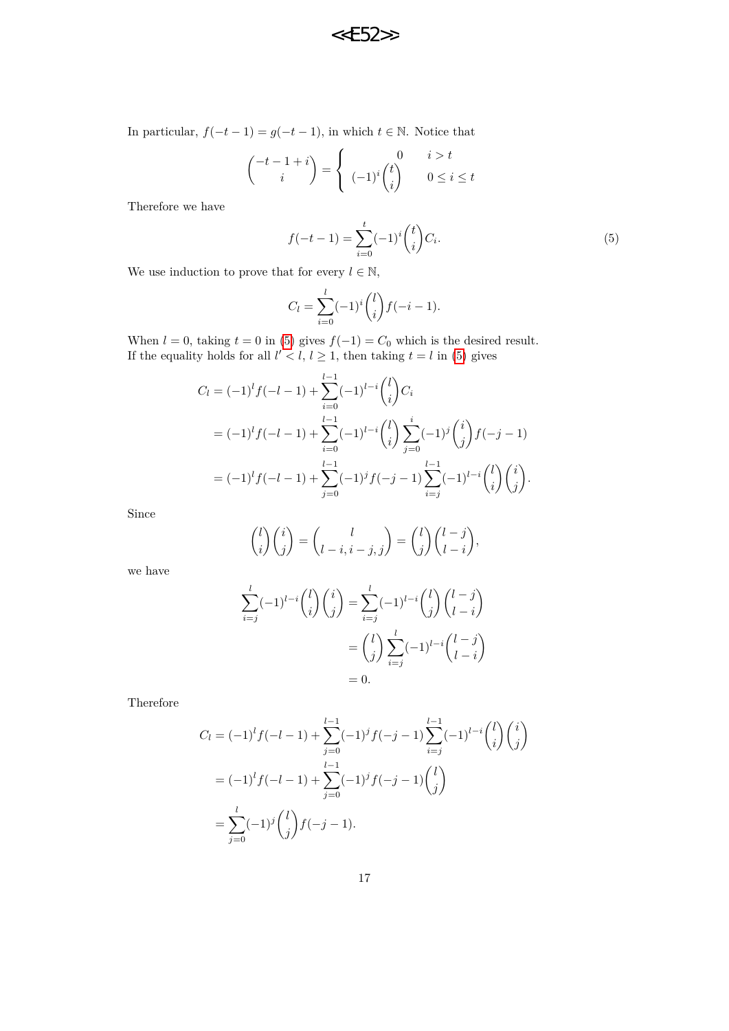In particular, $f(-t-1) = g(-t-1)$, in which $t \in \mathbb{N}$. Notice that

$$\binom{-t-1+i}{i} = \begin{cases} 0 & i > t \\ (-1)^i \binom{t}{i} & 0 \le i \le t \end{cases}$$

Therefore we have

$$f(-t-1) = \sum_{i=0}^{t} (-1)^i \binom{t}{i} C_i. \tag{5}$$

We use induction to prove that for every $l \in \mathbb{N}$,

$$C_l = \sum_{i=0}^{l} (-1)^i \binom{l}{i} f(-i-1).$$

When $l = 0$, taking $t = 0$ in (5) gives $f(-1) = C_0$ which is the desired result. If the equality holds for all $l' < l$, $l \ge 1$, then taking $t = l$ in (5) gives

$$\begin{aligned}
C_l &= (-1)^l f(-l-1) + \sum_{i=0}^{l-1} (-1)^{l-i} \binom{l}{i} C_i \\
&= (-1)^l f(-l-1) + \sum_{i=0}^{l-1} (-1)^{l-i} \binom{l}{i} \sum_{j=0}^{i} (-1)^j \binom{i}{j} f(-j-1) \\
&= (-1)^l f(-l-1) + \sum_{j=0}^{l-1} (-1)^j f(-j-1) \sum_{i=j}^{l-1} (-1)^{l-i} \binom{l}{i} \binom{i}{j}.
\end{aligned}$$

Since

$$\binom{l}{i}\binom{i}{j} = \binom{l}{l-i, i-j, j} = \binom{l}{j}\binom{l-j}{l-i},$$

we have

$$\begin{aligned}
\sum_{i=j}^{l} (-1)^{l-i} \binom{l}{i} \binom{i}{j} &= \sum_{i=j}^{l} (-1)^{l-i} \binom{l}{j} \binom{l-j}{l-i} \\
&= \binom{l}{j} \sum_{i=j}^{l} (-1)^{l-i} \binom{l-j}{l-i} \\
&= 0.
\end{aligned}$$

Therefore

$$\begin{aligned}
C_l &= (-1)^l f(-l-1) + \sum_{j=0}^{l-1} (-1)^j f(-j-1) \sum_{i=j}^{l-1} (-1)^{l-i} \binom{l}{i} \binom{i}{j} \\
&= (-1)^l f(-l-1) + \sum_{j=0}^{l-1} (-1)^j f(-j-1) \binom{l}{j} \\
&= \sum_{j=0}^{l} (-1)^j \binom{l}{j} f(-j-1).
\end{aligned}$$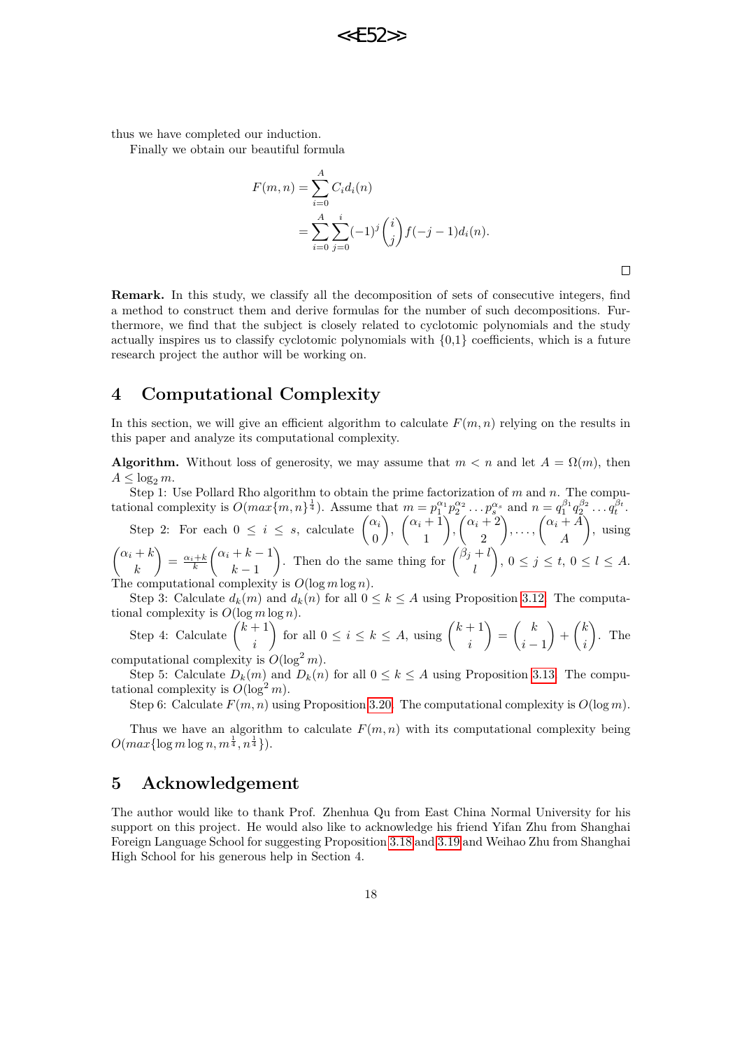thus we have completed our induction.

Finally we obtain our beautiful formula

$$
\begin{aligned}
F(m,n) &= \sum_{i=0}^{A} C_i d_i(n) \\
&= \sum_{i=0}^{A} \sum_{j=0}^{i} (-1)^j \binom{i}{j} f(-j-1) d_i(n).
\end{aligned}
$$

□

**Remark.** In this study, we classify all the decomposition of sets of consecutive integers, find a method to construct them and derive formulas for the number of such decompositions. Furthermore, we find that the subject is closely related to cyclotomic polynomials and the study actually inspires us to classify cyclotomic polynomials with {0,1} coefficients, which is a future research project the author will be working on.

## 4 Computational Complexity

In this section, we will give an efficient algorithm to calculate $F(m,n)$ relying on the results in this paper and analyze its computational complexity.

**Algorithm.** Without loss of generosity, we may assume that $m < n$ and let $A = \Omega(m)$, then $A \leq \log_2 m$.

Step 1: Use Pollard Rho algorithm to obtain the prime factorization of $m$ and $n$. The computational complexity is $O(max\{m,n\}^{\frac{1}{4}})$. Assume that $m = p_1^{\alpha_1} p_2^{\alpha_2} \dots p_s^{\alpha_s}$ and $n = q_1^{\beta_1} q_2^{\beta_2} \dots q_t^{\beta_t}$.

Step 2: For each $0 \leq i \leq s$, calculate $\binom{\alpha_i}{0}, \binom{\alpha_i+1}{1}, \binom{\alpha_i+2}{2}, \dots, \binom{\alpha_i+A}{A}$, using $\binom{\alpha_i+k}{k} = \frac{\alpha_i+k}{k}\binom{\alpha_i+k-1}{k-1}$. Then do the same thing for $\binom{\beta_j+l}{l}$, $0 \leq j \leq t$, $0 \leq l \leq A$. The computational complexity is $O(\log m \log n)$.

Step 3: Calculate $d_k(m)$ and $d_k(n)$ for all $0 \leq k \leq A$ using Proposition 3.12. The computational complexity is $O(\log m \log n)$.

Step 4: Calculate $\binom{k+1}{i}$ for all $0 \leq i \leq k \leq A$, using $\binom{k+1}{i} = \binom{k}{i-1} + \binom{k}{i}$. The computational complexity is $O(\log^2 m)$.

Step 5: Calculate $D_k(m)$ and $D_k(n)$ for all $0 \leq k \leq A$ using Proposition 3.13. The computational complexity is $O(\log^2 m)$.

Step 6: Calculate $F(m,n)$ using Proposition 3.20. The computational complexity is $O(\log m)$.

Thus we have an algorithm to calculate $F(m,n)$ with its computational complexity being $O(max\{\log m \log n, m^{\frac{1}{4}}, n^{\frac{1}{4}}\})$.

## 5 Acknowledgement

The author would like to thank Prof. Zhenhua Qu from East China Normal University for his support on this project. He would also like to acknowledge his friend Yifan Zhu from Shanghai Foreign Language School for suggesting Proposition 3.18 and 3.19 and Weihao Zhu from Shanghai High School for his generous help in Section 4.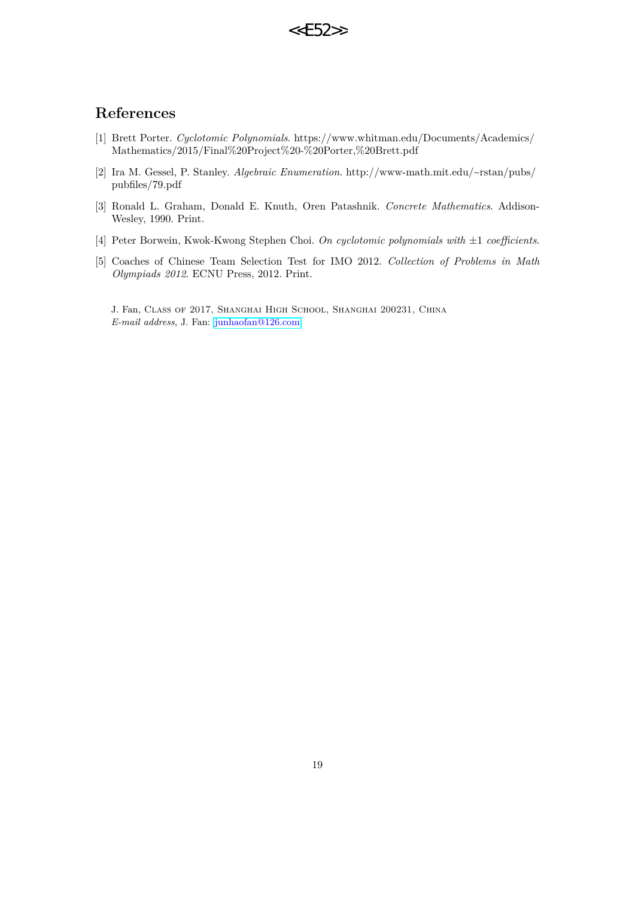## References

[1] Brett Porter. *Cyclotomic Polynomials*. https://www.whitman.edu/Documents/Academics/Mathematics/2015/Final%20Project%20-%20Porter,%20Brett.pdf

[2] Ira M. Gessel, P. Stanley. *Algebraic Enumeration*. http://www-math.mit.edu/~rstan/pubs/pubfiles/79.pdf

[3] Ronald L. Graham, Donald E. Knuth, Oren Patashnik. *Concrete Mathematics*. Addison-Wesley, 1990. Print.

[4] Peter Borwein, Kwok-Kwong Stephen Choi. *On cyclotomic polynomials with* $\pm 1$ *coefficients*.

[5] Coaches of Chinese Team Selection Test for IMO 2012. *Collection of Problems in Math Olympiads 2012*. ECNU Press, 2012. Print.

J. Fan, Class of 2017, Shanghai High School, Shanghai 200231, China
*E-mail address*, J. Fan: junhaofan@126.com